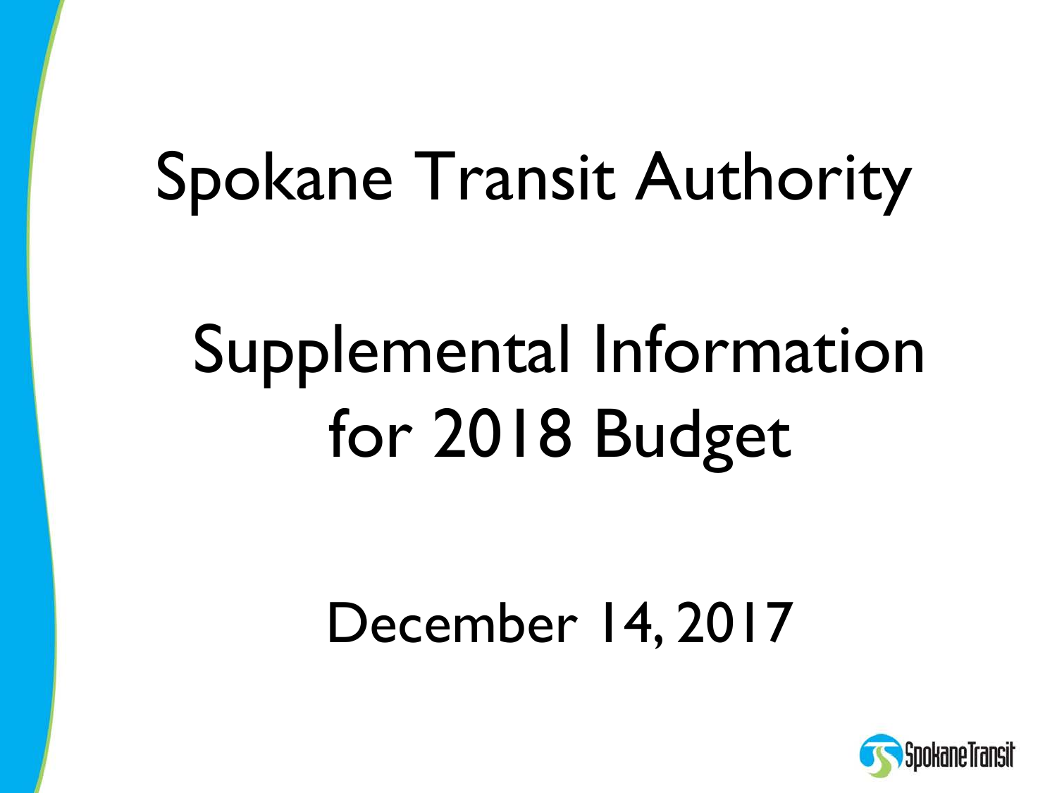# Spokane Transit Authority

## Supplemental Information for 2018 Budget

December 14, 2017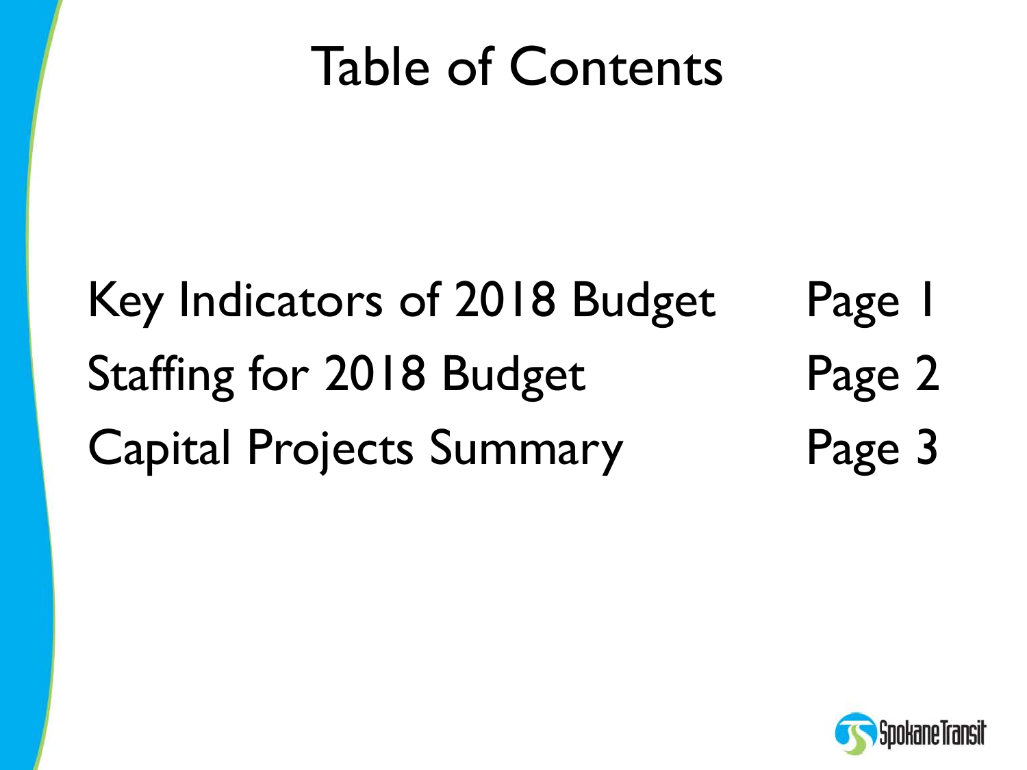# Table of Contents

| | |
|---|---|
| Key Indicators of 2018 Budget | Page 1 |
| Staffing for 2018 Budget | Page 2 |
| Capital Projects Summary | Page 3 |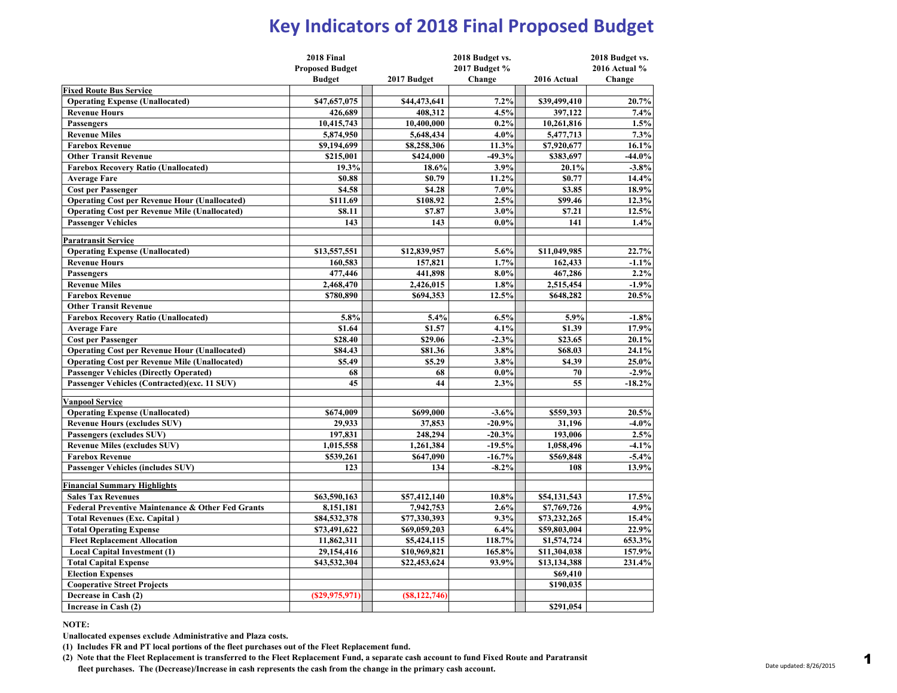# Key Indicators of 2018 Final Proposed Budget

| | 2018 Final Proposed Budget Budget | 2017 Budget | 2018 Budget vs. 2017 Budget % Change | 2016 Actual | 2018 Budget vs. 2016 Actual % Change |
|---|---|---|---|---|---|
| **Fixed Route Bus Service** | | | | | |
| Operating Expense (Unallocated) | $47,657,075 | $44,473,641 | 7.2% | $39,499,410 | 20.7% |
| Revenue Hours | 426,689 | 408,312 | 4.5% | 397,122 | 7.4% |
| Passengers | 10,415,743 | 10,400,000 | 0.2% | 10,261,816 | 1.5% |
| Revenue Miles | 5,874,950 | 5,648,434 | 4.0% | 5,477,713 | 7.3% |
| Farebox Revenue | $9,194,699 | $8,258,306 | 11.3% | $7,920,677 | 16.1% |
| Other Transit Revenue | $215,001 | $424,000 | -49.3% | $383,697 | -44.0% |
| Farebox Recovery Ratio (Unallocated) | 19.3% | 18.6% | 3.9% | 20.1% | -3.8% |
| Average Fare | $0.88 | $0.79 | 11.2% | $0.77 | 14.4% |
| Cost per Passenger | $4.58 | $4.28 | 7.0% | $3.85 | 18.9% |
| Operating Cost per Revenue Hour (Unallocated) | $111.69 | $108.92 | 2.5% | $99.46 | 12.3% |
| Operating Cost per Revenue Mile (Unallocated) | $8.11 | $7.87 | 3.0% | $7.21 | 12.5% |
| Passenger Vehicles | 143 | 143 | 0.0% | 141 | 1.4% |
| **Paratransit Service** | | | | | |
| Operating Expense (Unallocated) | $13,557,551 | $12,839,957 | 5.6% | $11,049,985 | 22.7% |
| Revenue Hours | 160,583 | 157,821 | 1.7% | 162,433 | -1.1% |
| Passengers | 477,446 | 441,898 | 8.0% | 467,286 | 2.2% |
| Revenue Miles | 2,468,470 | 2,426,015 | 1.8% | 2,515,454 | -1.9% |
| Farebox Revenue | $780,890 | $694,353 | 12.5% | $648,282 | 20.5% |
| Other Transit Revenue | | | | | |
| Farebox Recovery Ratio (Unallocated) | 5.8% | 5.4% | 6.5% | 5.9% | -1.8% |
| Average Fare | $1.64 | $1.57 | 4.1% | $1.39 | 17.9% |
| Cost per Passenger | $28.40 | $29.06 | -2.3% | $23.65 | 20.1% |
| Operating Cost per Revenue Hour (Unallocated) | $84.43 | $81.36 | 3.8% | $68.03 | 24.1% |
| Operating Cost per Revenue Mile (Unallocated) | $5.49 | $5.29 | 3.8% | $4.39 | 25.0% |
| Passenger Vehicles (Directly Operated) | 68 | 68 | 0.0% | 70 | -2.9% |
| Passenger Vehicles (Contracted)(exc. 11 SUV) | 45 | 44 | 2.3% | 55 | -18.2% |
| **Vanpool Service** | | | | | |
| Operating Expense (Unallocated) | $674,009 | $699,000 | -3.6% | $559,393 | 20.5% |
| Revenue Hours (excludes SUV) | 29,933 | 37,853 | -20.9% | 31,196 | -4.0% |
| Passengers (excludes SUV) | 197,831 | 248,294 | -20.3% | 193,006 | 2.5% |
| Revenue Miles (excludes SUV) | 1,015,558 | 1,261,384 | -19.5% | 1,058,496 | -4.1% |
| Farebox Revenue | $539,261 | $647,090 | -16.7% | $569,848 | -5.4% |
| Passenger Vehicles (includes SUV) | 123 | 134 | -8.2% | 108 | 13.9% |
| **Financial Summary Highlights** | | | | | |
| Sales Tax Revenues | $63,590,163 | $57,412,140 | 10.8% | $54,131,543 | 17.5% |
| Federal Preventive Maintenance & Other Fed Grants | 8,151,181 | 7,942,753 | 2.6% | $7,769,726 | 4.9% |
| Total Revenues (Exc. Capital ) | $84,532,378 | $77,330,393 | 9.3% | $73,232,265 | 15.4% |
| Total Operating Expense | $73,491,622 | $69,059,203 | 6.4% | $59,803,004 | 22.9% |
| Fleet Replacement Allocation | 11,862,311 | $5,424,115 | 118.7% | $1,574,724 | 653.3% |
| Local Capital Investment (1) | 29,154,416 | $10,969,821 | 165.8% | $11,304,038 | 157.9% |
| Total Capital Expense | $43,532,304 | $22,453,624 | 93.9% | $13,134,388 | 231.4% |
| Election Expenses | | | | $69,410 | |
| Cooperative Street Projects | | | | $190,035 | |
| Decrease in Cash (2) | ($29,975,971) | ($8,122,746) | | | |
| Increase in Cash (2) | | | | $291,054 | |

**NOTE:**

**Unallocated expenses exclude Administrative and Plaza costs.**

**(1) Includes FR and PT local portions of the fleet purchases out of the Fleet Replacement fund.**

**(2) Note that the Fleet Replacement is transferred to the Fleet Replacement Fund, a separate cash account to fund Fixed Route and Paratransit fleet purchases. The (Decrease)/Increase in cash represents the cash from the change in the primary cash account.**

Date updated: 8/26/2015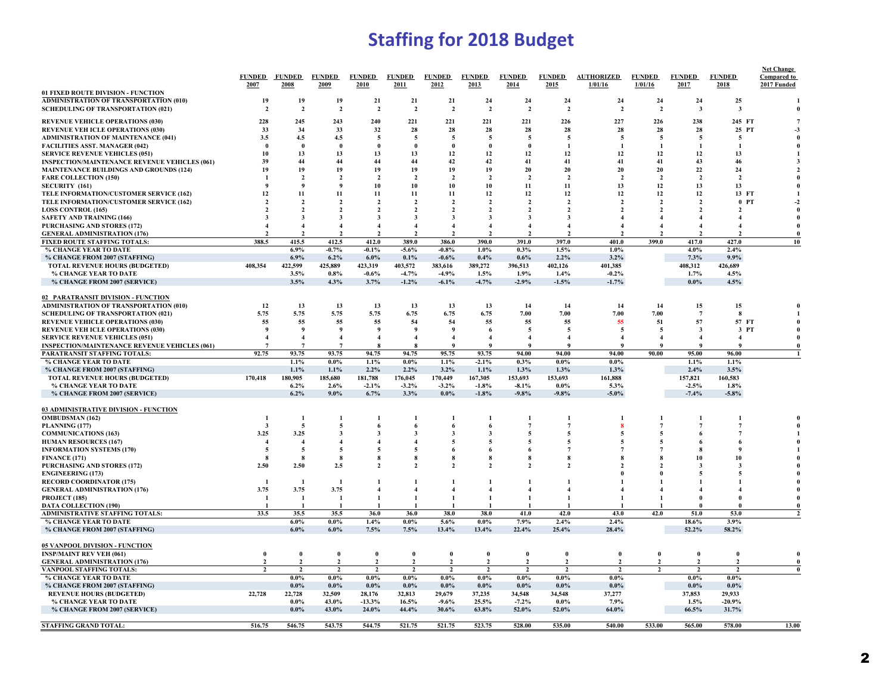# Staffing for 2018 Budget

| | FUNDED 2007 | FUNDED 2008 | FUNDED 2009 | FUNDED 2010 | FUNDED 2011 | FUNDED 2012 | FUNDED 2013 | FUNDED 2014 | FUNDED 2015 | AUTHORIZED 1/01/16 | FUNDED 1/01/16 | FUNDED 2017 | FUNDED 2018 | Net Change Compared to 2017 Funded |
|---|---|---|---|---|---|---|---|---|---|---|---|---|---|---|
| **01 FIXED ROUTE DIVISION - FUNCTION** | | | | | | | | | | | | | | |
| ADMINISTRATION OF TRANSPORTATION (010) | 19 | 19 | 19 | 21 | 21 | 21 | 24 | 24 | 24 | 24 | 24 | 24 | 25 | 1 |
| SCHEDULING OF TRANSPORTATION (021) | 2 | 2 | 2 | 2 | 2 | 2 | 2 | 2 | 2 | 2 | 2 | 3 | 3 | 0 |
| REVENUE VEHICLE OPERATIONS (030) | 228 | 245 | 243 | 240 | 221 | 221 | 221 | 221 | 226 | 227 | 226 | 238 | 245 FT | 7 |
| REVENUE VEH ICLE OPERATIONS (030) | 33 | 34 | 33 | 32 | 28 | 28 | 28 | 28 | 28 | 28 | 28 | 28 | 25 PT | -3 |
| ADMINISTRATION OF MAINTENANCE (041) | 3.5 | 4.5 | 4.5 | 5 | 5 | 5 | 5 | 5 | 5 | 5 | 5 | 5 | 5 | 0 |
| FACILITIES ASST. MANAGER (042) | 0 | 0 | 0 | 0 | 0 | 0 | 0 | 0 | 1 | 1 | 1 | 1 | 1 | 0 |
| SERVICE REVENUE VEHICLES (051) | 10 | 13 | 13 | 13 | 13 | 12 | 12 | 12 | 12 | 12 | 12 | 12 | 13 | 1 |
| INSPECTION/MAINTENANCE REVENUE VEHICLES (061) | 39 | 44 | 44 | 44 | 44 | 42 | 42 | 41 | 41 | 41 | 41 | 43 | 46 | 3 |
| MAINTENANCE BUILDINGS AND GROUNDS (124) | 19 | 19 | 19 | 19 | 19 | 19 | 19 | 20 | 20 | 20 | 20 | 22 | 24 | 2 |
| FARE COLLECTION (150) | 1 | 2 | 2 | 2 | 2 | 2 | 2 | 2 | 2 | 2 | 2 | 2 | 2 | 0 |
| SECURITY (161) | 9 | 9 | 9 | 10 | 10 | 10 | 10 | 11 | 11 | 13 | 12 | 13 | 13 | 0 |
| TELE INFORMATION/CUSTOMER SERVICE (162) | 12 | 11 | 11 | 11 | 11 | 11 | 12 | 12 | 12 | 12 | 12 | 12 | 13 FT | 1 |
| TELE INFORMATION/CUSTOMER SERVICE (162) | 2 | 2 | 2 | 2 | 2 | 2 | 2 | 2 | 2 | 2 | 2 | 2 | 0 PT | -2 |
| LOSS CONTROL (165) | 2 | 2 | 2 | 2 | 2 | 2 | 2 | 2 | 2 | 2 | 2 | 2 | 2 | 0 |
| SAFETY AND TRAINING (166) | 3 | 3 | 3 | 3 | 3 | 3 | 3 | 3 | 3 | 4 | 4 | 4 | 4 | 0 |
| PURCHASING AND STORES (172) | 4 | 4 | 4 | 4 | 4 | 4 | 4 | 4 | 4 | 4 | 4 | 4 | 4 | 0 |
| GENERAL ADMINISTRATION (176) | 2 | 2 | 2 | 2 | 2 | 2 | 2 | 2 | 2 | 2 | 2 | 2 | 2 | 0 |
| **FIXED ROUTE STAFFING TOTALS:** | 388.5 | 415.5 | 412.5 | 412.0 | 389.0 | 386.0 | 390.0 | 391.0 | 397.0 | 401.0 | 399.0 | 417.0 | 427.0 | 10 |
| % CHANGE YEAR TO DATE | | 6.9% | -0.7% | -0.1% | -5.6% | -0.8% | 1.0% | 0.3% | 1.5% | 1.0% | | 4.0% | 2.4% | |
| % CHANGE FROM 2007 (STAFFING) | | 6.9% | 6.2% | 6.0% | 0.1% | -0.6% | 0.4% | 0.6% | 2.2% | 3.2% | | 7.3% | 9.9% | |
| TOTAL REVENUE HOURS (BUDGETED) | 408,354 | 422,599 | 425,889 | 423,319 | 403,572 | 383,616 | 389,272 | 396,513 | 402,126 | 401,385 | | 408,312 | 426,689 | |
| % CHANGE YEAR TO DATE | | 3.5% | 0.8% | -0.6% | -4.7% | -4.9% | 1.5% | 1.9% | 1.4% | -0.2% | | 1.7% | 4.5% | |
| % CHANGE FROM 2007 (SERVICE) | | 3.5% | 4.3% | 3.7% | -1.2% | -6.1% | -4.7% | -2.9% | -1.5% | -1.7% | | 0.0% | 4.5% | |
| **02 PARATRANSIT DIVISION - FUNCTION** | | | | | | | | | | | | | | |
| ADMINISTRATION OF TRANSPORTATION (010) | 12 | 13 | 13 | 13 | 13 | 13 | 13 | 14 | 14 | 14 | 14 | 15 | 15 | 0 |
| SCHEDULING OF TRANSPORTATION (021) | 5.75 | 5.75 | 5.75 | 5.75 | 6.75 | 6.75 | 6.75 | 7.00 | 7.00 | 7.00 | 7.00 | 7 | 8 | 1 |
| REVENUE VEHICLE OPERATIONS (030) | 55 | 55 | 55 | 55 | 54 | 54 | 55 | 55 | 55 | 55 | 51 | 57 | 57 FT | 0 |
| REVENUE VEH ICLE OPERATIONS (030) | 9 | 9 | 9 | 9 | 9 | 9 | 6 | 5 | 5 | 5 | 5 | 3 | 3 PT | 0 |
| SERVICE REVENUE VEHICLES (051) | 4 | 4 | 4 | 4 | 4 | 4 | 4 | 4 | 4 | 4 | 4 | 4 | 4 | 0 |
| INSPECTION/MAINTENANCE REVENUE VEHICLES (061) | 7 | 7 | 7 | 8 | 8 | 9 | 9 | 9 | 9 | 9 | 9 | 9 | 9 | 0 |
| **PARATRANSIT STAFFING TOTALS:** | 92.75 | 93.75 | 93.75 | 94.75 | 94.75 | 95.75 | 93.75 | 94.00 | 94.00 | 94.00 | 90.00 | 95.00 | 96.00 | 1 |
| % CHANGE YEAR TO DATE | | 1.1% | 0.0% | 1.1% | 0.0% | 1.1% | -2.1% | 0.3% | 0.0% | 0.0% | | 1.1% | 1.1% | |
| % CHANGE FROM 2007 (STAFFING) | | 1.1% | 1.1% | 2.2% | 2.2% | 3.2% | 1.1% | 1.3% | 1.3% | 1.3% | | 2.4% | 3.5% | |
| TOTAL REVENUE HOURS (BUDGETED) | 170,418 | 180,905 | 185,680 | 181,788 | 176,045 | 170,449 | 167,305 | 153,693 | 153,693 | 161,888 | | 157,821 | 160,583 | |
| % CHANGE YEAR TO DATE | | 6.2% | 2.6% | -2.1% | -3.2% | -3.2% | -1.8% | -8.1% | 0.0% | 5.3% | | -2.5% | 1.8% | |
| % CHANGE FROM 2007 (SERVICE) | | 6.2% | 9.0% | 6.7% | 3.3% | 0.0% | -1.8% | -9.8% | -9.8% | -5.0% | | -7.4% | -5.8% | |
| **03 ADMINISTRATIVE DIVISION - FUNCTION** | | | | | | | | | | | | | | |
| OMBUDSMAN (162) | 1 | 1 | 1 | 1 | 1 | 1 | 1 | 1 | 1 | 1 | 1 | 1 | 1 | 0 |
| PLANNING (177) | 3 | 5 | 5 | 6 | 6 | 6 | 6 | 7 | 7 | 8 | 7 | 7 | 7 | 0 |
| COMMUNICATIONS (163) | 3.25 | 3.25 | 3 | 3 | 3 | 3 | 3 | 5 | 5 | 5 | 5 | 6 | 7 | 1 |
| HUMAN RESOURCES (167) | 4 | 4 | 4 | 4 | 4 | 5 | 5 | 5 | 5 | 5 | 5 | 6 | 6 | 0 |
| INFORMATION SYSTEMS (170) | 5 | 5 | 5 | 5 | 5 | 6 | 6 | 6 | 7 | 7 | 7 | 8 | 9 | 1 |
| FINANCE (171) | 8 | 8 | 8 | 8 | 8 | 8 | 8 | 8 | 8 | 8 | 8 | 10 | 10 | 0 |
| PURCHASING AND STORES (172) | 2.50 | 2.50 | 2.5 | 2 | 2 | 2 | 2 | 2 | 2 | 2 | 2 | 3 | 3 | 0 |
| ENGINEERING (173) | | | | | | | | | | 0 | 0 | 5 | 5 | 0 |
| RECORD COORDINATOR (175) | 1 | 1 | 1 | 1 | 1 | 1 | 1 | 1 | 1 | 1 | 1 | 1 | 1 | 0 |
| GENERAL ADMINISTRATION (176) | 3.75 | 3.75 | 3.75 | 4 | 4 | 4 | 4 | 4 | 4 | 4 | 4 | 4 | 4 | 0 |
| PROJECT (185) | 1 | 1 | 1 | 1 | 1 | 1 | 1 | 1 | 1 | 1 | 1 | 0 | 0 | 0 |
| DATA COLLECTION (190) | 1 | 1 | 1 | 1 | 1 | 1 | 1 | 1 | 1 | 1 | 1 | 0 | 0 | 0 |
| **ADMINISTRATIVE STAFFING TOTALS:** | 33.5 | 35.5 | 35.5 | 36.0 | 36.0 | 38.0 | 38.0 | 41.0 | 42.0 | 43.0 | 42.0 | 51.0 | 53.0 | 2 |
| % CHANGE YEAR TO DATE | | 6.0% | 0.0% | 1.4% | 0.0% | 5.6% | 0.0% | 7.9% | 2.4% | 2.4% | | 18.6% | 3.9% | |
| % CHANGE FROM 2007 (STAFFING) | | 6.0% | 6.0% | 7.5% | 7.5% | 13.4% | 13.4% | 22.4% | 25.4% | 28.4% | | 52.2% | 58.2% | |
| **05 VANPOOL DIVISION - FUNCTION** | | | | | | | | | | | | | | |
| INSP/MAINT REV VEH (061) | 0 | 0 | 0 | 0 | 0 | 0 | 0 | 0 | 0 | 0 | 0 | 0 | 0 | 0 |
| GENERAL ADMINISTRATION (176) | 2 | 2 | 2 | 2 | 2 | 2 | 2 | 2 | 2 | 2 | 2 | 2 | 2 | 0 |
| **VANPOOL STAFFING TOTALS:** | 2 | 2 | 2 | 2 | 2 | 2 | 2 | 2 | 2 | 2 | 2 | 2 | 2 | 0 |
| % CHANGE YEAR TO DATE | | 0.0% | 0.0% | 0.0% | 0.0% | 0.0% | 0.0% | 0.0% | 0.0% | 0.0% | | 0.0% | 0.0% | |
| % CHANGE FROM 2007 (STAFFING) | | 0.0% | 0.0% | 0.0% | 0.0% | 0.0% | 0.0% | 0.0% | 0.0% | 0.0% | | 0.0% | 0.0% | |
| REVENUE HOURS (BUDGETED) | 22,728 | 22,728 | 32,509 | 28,176 | 32,813 | 29,679 | 37,235 | 34,548 | 34,548 | 37,277 | | 37,853 | 29,933 | |
| % CHANGE YEAR TO DATE | | 0.0% | 43.0% | -13.3% | 16.5% | -9.6% | 25.5% | -7.2% | 0.0% | 7.9% | | 1.5% | -20.9% | |
| % CHANGE FROM 2007 (SERVICE) | | 0.0% | 43.0% | 24.0% | 44.4% | 30.6% | 63.8% | 52.0% | 52.0% | 64.0% | | 66.5% | 31.7% | |
| **STAFFING GRAND TOTAL:** | 516.75 | 546.75 | 543.75 | 544.75 | 521.75 | 521.75 | 523.75 | 528.00 | 535.00 | 540.00 | 533.00 | 565.00 | 578.00 | 13.00 |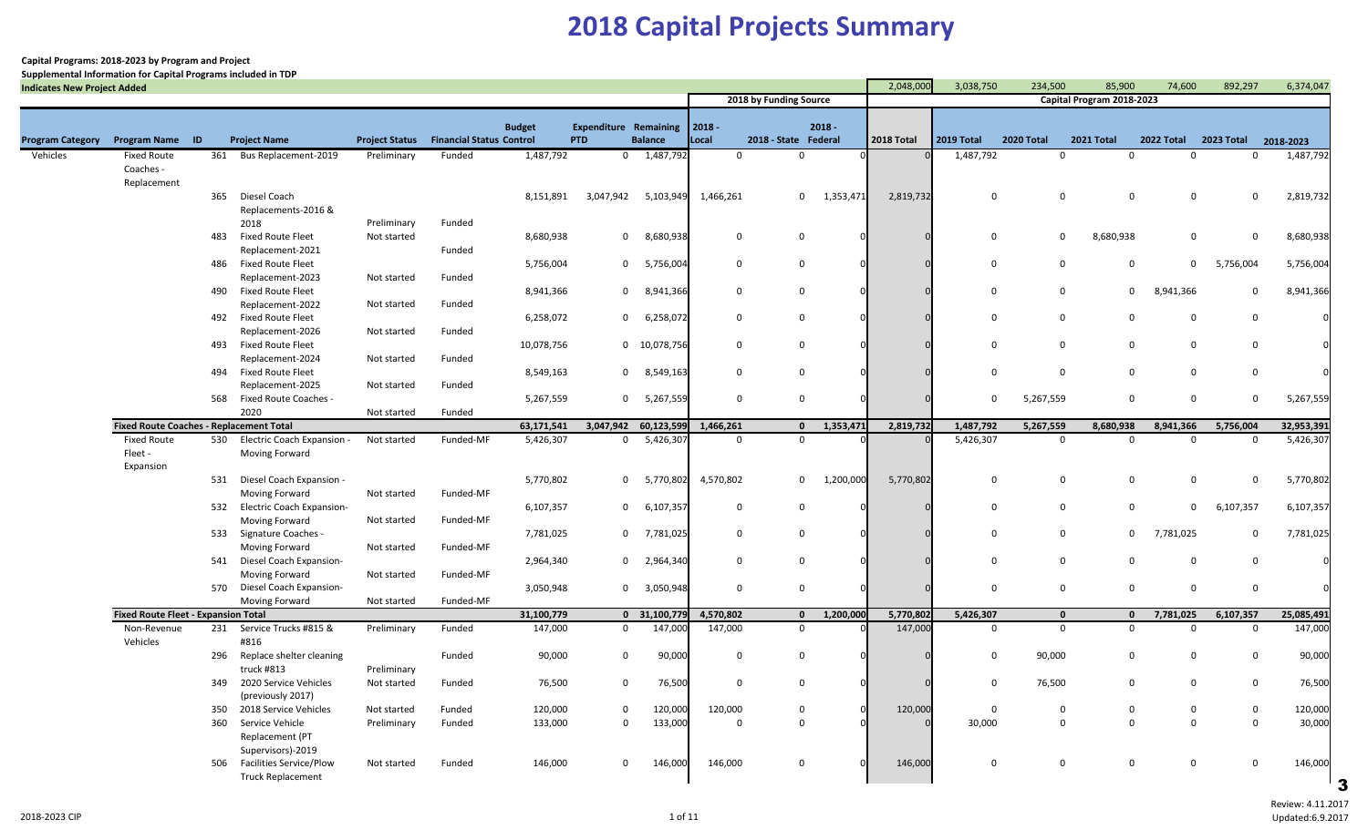# 2018 Capital Projects Summary

**Capital Programs: 2018-2023 by Program and Project**

**Supplemental Information for Capital Programs included in TDP**

| Indicates New Project Added | | | | | | | | | | | | | 2,048,000 | 3,038,750 | 234,500 | 85,900 | 74,600 | 892,297 | 6,374,047 |
|---|---|---|---|---|---|---|---|---|---|---|---|---|---|---|---|---|---|---|---|
| | | | | | | | | | | 2018 by Funding Source | | | Capital Program 2018-2023 | | | | | | |
| Program Category | Program Name | ID | Project Name | Project Status | Financial Status | Budget Control | Expenditure PTD | Remaining Balance | 2018 - Local | 2018 - State | 2018 - Federal | 2018 Total | 2019 Total | 2020 Total | 2021 Total | 2022 Total | 2023 Total | 2018-2023 | |
| Vehicles | Fixed Route Coaches - Replacement | 361 | Bus Replacement-2019 | Preliminary | Funded | 1,487,792 | 0 | 1,487,792 | 0 | 0 | 0 | 0 | 1,487,792 | 0 | 0 | 0 | 0 | 1,487,792 | |
| | | 365 | Diesel Coach Replacements-2016 & 2018 | Preliminary | Funded | 8,151,891 | 3,047,942 | 5,103,949 | 1,466,261 | 0 | 1,353,471 | 2,819,732 | 0 | 0 | 0 | 0 | 0 | 2,819,732 | |
| | | 483 | Fixed Route Fleet Replacement-2021 | Not started | Funded | 8,680,938 | 0 | 8,680,938 | 0 | 0 | 0 | 0 | 0 | 0 | 8,680,938 | 0 | 0 | 8,680,938 | |
| | | 486 | Fixed Route Fleet Replacement-2023 | Not started | Funded | 5,756,004 | 0 | 5,756,004 | 0 | 0 | 0 | 0 | 0 | 0 | 0 | 0 | 5,756,004 | 5,756,004 | |
| | | 490 | Fixed Route Fleet Replacement-2022 | Not started | Funded | 8,941,366 | 0 | 8,941,366 | 0 | 0 | 0 | 0 | 0 | 0 | 0 | 8,941,366 | 0 | 8,941,366 | |
| | | 492 | Fixed Route Fleet Replacement-2026 | Not started | Funded | 6,258,072 | 0 | 6,258,072 | 0 | 0 | 0 | 0 | 0 | 0 | 0 | 0 | 0 | 0 | |
| | | 493 | Fixed Route Fleet Replacement-2024 | Not started | Funded | 10,078,756 | 0 | 10,078,756 | 0 | 0 | 0 | 0 | 0 | 0 | 0 | 0 | 0 | 0 | |
| | | 494 | Fixed Route Fleet Replacement-2025 | Not started | Funded | 8,549,163 | 0 | 8,549,163 | 0 | 0 | 0 | 0 | 0 | 0 | 0 | 0 | 0 | 0 | |
| | | 568 | Fixed Route Coaches - 2020 | Not started | Funded | 5,267,559 | 0 | 5,267,559 | 0 | 0 | 0 | 0 | 0 | 5,267,559 | 0 | 0 | 0 | 5,267,559 | |
| | **Fixed Route Coaches - Replacement Total** | | | | | **63,171,541** | **3,047,942** | **60,123,599** | **1,466,261** | **0** | **1,353,471** | **2,819,732** | **1,487,792** | **5,267,559** | **8,680,938** | **8,941,366** | **5,756,004** | **32,953,391** | |
| | Fixed Route Fleet - Expansion | 530 | Electric Coach Expansion - Moving Forward | Not started | Funded-MF | 5,426,307 | 0 | 5,426,307 | 0 | 0 | 0 | 0 | 5,426,307 | 0 | 0 | 0 | 0 | 5,426,307 | |
| | | 531 | Diesel Coach Expansion - Moving Forward | Not started | Funded-MF | 5,770,802 | 0 | 5,770,802 | 4,570,802 | 0 | 1,200,000 | 5,770,802 | 0 | 0 | 0 | 0 | 0 | 5,770,802 | |
| | | 532 | Electric Coach Expansion-Moving Forward | Not started | Funded-MF | 6,107,357 | 0 | 6,107,357 | 0 | 0 | 0 | 0 | 0 | 0 | 0 | 0 | 6,107,357 | 6,107,357 | |
| | | 533 | Signature Coaches - Moving Forward | Not started | Funded-MF | 7,781,025 | 0 | 7,781,025 | 0 | 0 | 0 | 0 | 0 | 0 | 0 | 7,781,025 | 0 | 7,781,025 | |
| | | 541 | Diesel Coach Expansion-Moving Forward | Not started | Funded-MF | 2,964,340 | 0 | 2,964,340 | 0 | 0 | 0 | 0 | 0 | 0 | 0 | 0 | 0 | 0 | |
| | | 570 | Diesel Coach Expansion-Moving Forward | Not started | Funded-MF | 3,050,948 | 0 | 3,050,948 | 0 | 0 | 0 | 0 | 0 | 0 | 0 | 0 | 0 | 0 | |
| | **Fixed Route Fleet - Expansion Total** | | | | | **31,100,779** | **0** | **31,100,779** | **4,570,802** | **0** | **1,200,000** | **5,770,802** | **5,426,307** | **0** | **0** | **7,781,025** | **6,107,357** | **25,085,491** | |
| | Non-Revenue Vehicles | 231 | Service Trucks #815 & #816 | Preliminary | Funded | 147,000 | 0 | 147,000 | 147,000 | 0 | 0 | 147,000 | 0 | 0 | 0 | 0 | 0 | 147,000 | |
| | | 296 | Replace shelter cleaning truck #813 | Preliminary | Funded | 90,000 | 0 | 90,000 | 0 | 0 | 0 | 0 | 0 | 90,000 | 0 | 0 | 0 | 90,000 | |
| | | 349 | 2020 Service Vehicles (previously 2017) | Not started | Funded | 76,500 | 0 | 76,500 | 0 | 0 | 0 | 0 | 0 | 76,500 | 0 | 0 | 0 | 76,500 | |
| | | 350 | 2018 Service Vehicles | Not started | Funded | 120,000 | 0 | 120,000 | 120,000 | 0 | 0 | 120,000 | 0 | 0 | 0 | 0 | 0 | 120,000 | |
| | | 360 | Service Vehicle Replacement (PT Supervisors)-2019 | Preliminary | Funded | 133,000 | 0 | 133,000 | 0 | 0 | 0 | 0 | 30,000 | 0 | 0 | 0 | 0 | 30,000 | |
| | | 506 | Facilities Service/Plow Truck Replacement | Not started | Funded | 146,000 | 0 | 146,000 | 146,000 | 0 | 0 | 146,000 | 0 | 0 | 0 | 0 | 0 | 146,000 | |

Review: 4.11.2017
Updated:6.9.2017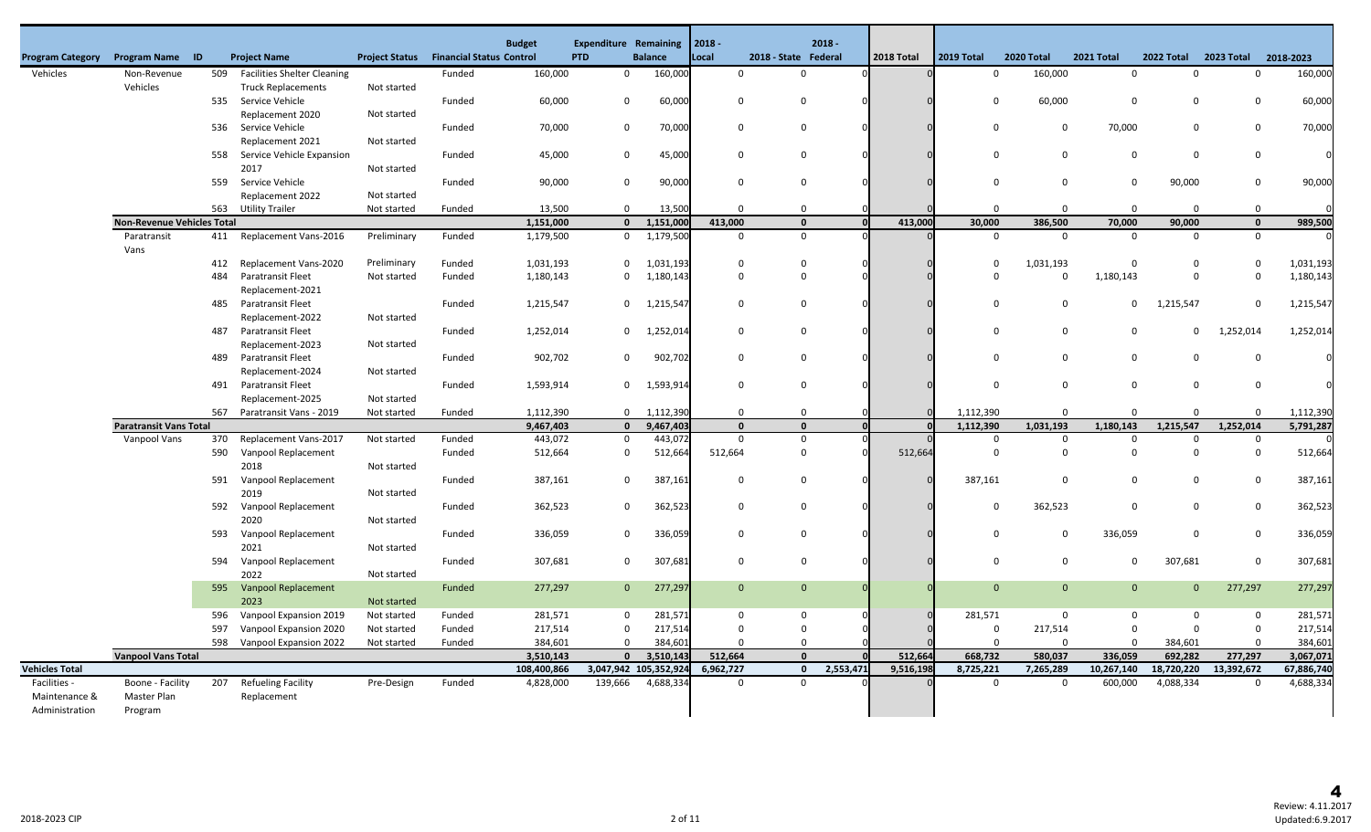| Program Category | Program Name | ID | Project Name | Project Status | Financial Status | Budget Control | Expenditure PTD | Remaining Balance | 2018 - Local | 2018 - State | 2018 - Federal | 2018 Total | 2019 Total | 2020 Total | 2021 Total | 2022 Total | 2023 Total | 2018-2023 |
|---|---|---|---|---|---|---|---|---|---|---|---|---|---|---|---|---|---|---|
| Vehicles | Non-Revenue Vehicles | 509 | Facilities Shelter Cleaning Truck Replacements | Not started | Funded | 160,000 | 0 | 160,000 | 0 | 0 | 0 | 0 | 0 | 160,000 | 0 | 0 | 0 | 160,000 |
| | | 535 | Service Vehicle Replacement 2020 | Not started | Funded | 60,000 | 0 | 60,000 | 0 | 0 | 0 | 0 | 0 | 60,000 | 0 | 0 | 0 | 60,000 |
| | | 536 | Service Vehicle Replacement 2021 | Not started | Funded | 70,000 | 0 | 70,000 | 0 | 0 | 0 | 0 | 0 | 0 | 70,000 | 0 | 0 | 70,000 |
| | | 558 | Service Vehicle Expansion 2017 | Not started | Funded | 45,000 | 0 | 45,000 | 0 | 0 | 0 | 0 | 0 | 0 | 0 | 0 | 0 | 0 |
| | | 559 | Service Vehicle Replacement 2022 | Not started | Funded | 90,000 | 0 | 90,000 | 0 | 0 | 0 | 0 | 0 | 0 | 0 | 90,000 | 0 | 90,000 |
| | | 563 | Utility Trailer | Not started | Funded | 13,500 | 0 | 13,500 | 0 | 0 | 0 | 0 | 0 | 0 | 0 | 0 | 0 | 0 |
| | **Non-Revenue Vehicles Total** | | | | | **1,151,000** | **0** | **1,151,000** | **413,000** | **0** | **0** | **413,000** | **30,000** | **386,500** | **70,000** | **90,000** | **0** | **989,500** |
| | Paratransit Vans | 411 | Replacement Vans-2016 | Preliminary | Funded | 1,179,500 | 0 | 1,179,500 | 0 | 0 | 0 | 0 | 0 | 0 | 0 | 0 | 0 | 0 |
| | | 412 | Replacement Vans-2020 | Preliminary | Funded | 1,031,193 | 0 | 1,031,193 | 0 | 0 | 0 | 0 | 0 | 1,031,193 | 0 | 0 | 0 | 1,031,193 |
| | | 484 | Paratransit Fleet Replacement-2021 | Not started | Funded | 1,180,143 | 0 | 1,180,143 | 0 | 0 | 0 | 0 | 0 | 0 | 1,180,143 | 0 | 0 | 1,180,143 |
| | | 485 | Paratransit Fleet Replacement-2022 | Not started | Funded | 1,215,547 | 0 | 1,215,547 | 0 | 0 | 0 | 0 | 0 | 0 | 0 | 1,215,547 | 0 | 1,215,547 |
| | | 487 | Paratransit Fleet Replacement-2023 | Not started | Funded | 1,252,014 | 0 | 1,252,014 | 0 | 0 | 0 | 0 | 0 | 0 | 0 | 0 | 1,252,014 | 1,252,014 |
| | | 489 | Paratransit Fleet Replacement-2024 | Not started | Funded | 902,702 | 0 | 902,702 | 0 | 0 | 0 | 0 | 0 | 0 | 0 | 0 | 0 | 0 |
| | | 491 | Paratransit Fleet Replacement-2025 | Not started | Funded | 1,593,914 | 0 | 1,593,914 | 0 | 0 | 0 | 0 | 0 | 0 | 0 | 0 | 0 | 0 |
| | | 567 | Paratransit Vans - 2019 | Not started | Funded | 1,112,390 | 0 | 1,112,390 | 0 | 0 | 0 | 0 | 1,112,390 | 0 | 0 | 0 | 0 | 1,112,390 |
| | **Paratransit Vans Total** | | | | | **9,467,403** | **0** | **9,467,403** | **0** | **0** | **0** | **0** | **1,112,390** | **1,031,193** | **1,180,143** | **1,215,547** | **1,252,014** | **5,791,287** |
| | Vanpool Vans | 370 | Replacement Vans-2017 | Not started | Funded | 443,072 | 0 | 443,072 | 0 | 0 | 0 | 0 | 0 | 0 | 0 | 0 | 0 | 0 |
| | | 590 | Vanpool Replacement 2018 | Not started | Funded | 512,664 | 0 | 512,664 | 512,664 | 0 | 0 | 512,664 | 0 | 0 | 0 | 0 | 0 | 512,664 |
| | | 591 | Vanpool Replacement 2019 | Not started | Funded | 387,161 | 0 | 387,161 | 0 | 0 | 0 | 0 | 387,161 | 0 | 0 | 0 | 0 | 387,161 |
| | | 592 | Vanpool Replacement 2020 | Not started | Funded | 362,523 | 0 | 362,523 | 0 | 0 | 0 | 0 | 0 | 362,523 | 0 | 0 | 0 | 362,523 |
| | | 593 | Vanpool Replacement 2021 | Not started | Funded | 336,059 | 0 | 336,059 | 0 | 0 | 0 | 0 | 0 | 0 | 336,059 | 0 | 0 | 336,059 |
| | | 594 | Vanpool Replacement 2022 | Not started | Funded | 307,681 | 0 | 307,681 | 0 | 0 | 0 | 0 | 0 | 0 | 0 | 307,681 | 0 | 307,681 |
| | | 595 | Vanpool Replacement 2023 | Not started | Funded | 277,297 | 0 | 277,297 | 0 | 0 | 0 | 0 | 0 | 0 | 0 | 0 | 277,297 | 277,297 |
| | | 596 | Vanpool Expansion 2019 | Not started | Funded | 281,571 | 0 | 281,571 | 0 | 0 | 0 | 0 | 281,571 | 0 | 0 | 0 | 0 | 281,571 |
| | | 597 | Vanpool Expansion 2020 | Not started | Funded | 217,514 | 0 | 217,514 | 0 | 0 | 0 | 0 | 0 | 217,514 | 0 | 0 | 0 | 217,514 |
| | | 598 | Vanpool Expansion 2022 | Not started | Funded | 384,601 | 0 | 384,601 | 0 | 0 | 0 | 0 | 0 | 0 | 0 | 384,601 | 0 | 384,601 |
| | **Vanpool Vans Total** | | | | | **3,510,143** | **0** | **3,510,143** | **512,664** | **0** | **0** | **512,664** | **668,732** | **580,037** | **336,059** | **692,282** | **277,297** | **3,067,071** |
| **Vehicles Total** | | | | | | **108,400,866** | **3,047,942** | **105,352,924** | **6,962,727** | **0** | **2,553,471** | **9,516,198** | **8,725,221** | **7,265,289** | **10,267,140** | **18,720,220** | **13,392,672** | **67,886,740** |
| Facilities - Maintenance & Administration | Boone - Facility Master Plan Program | 207 | Refueling Facility Replacement | Pre-Design | Funded | 4,828,000 | 139,666 | 4,688,334 | 0 | 0 | 0 | 0 | 0 | 0 | 600,000 | 4,088,334 | 0 | 4,688,334 |

4

Review: 4.11.2017
Updated:6.9.2017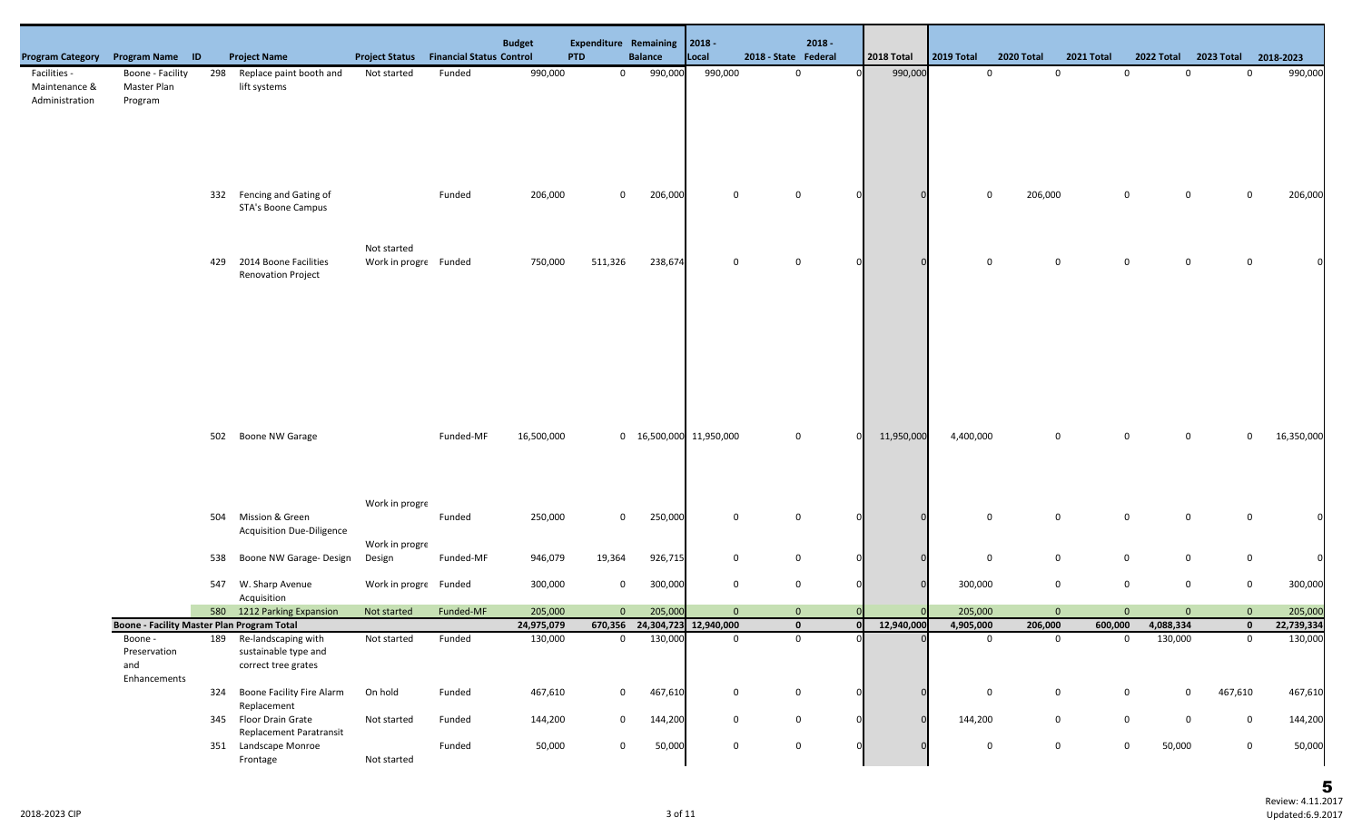| Program Category | Program Name | ID | Project Name | Project Status | Financial Status | Budget Control | Expenditure PTD | Remaining Balance | 2018 - Local | 2018 - State | 2018 - Federal | 2018 Total | 2019 Total | 2020 Total | 2021 Total | 2022 Total | 2023 Total | 2018-2023 |
|---|---|---|---|---|---|---|---|---|---|---|---|---|---|---|---|---|---|---|
| Facilities - Maintenance & Administration | Boone - Facility Master Plan Program | 298 | Replace paint booth and lift systems | Not started | Funded | 990,000 | 0 | 990,000 | 990,000 | 0 | 0 | 990,000 | 0 | 0 | 0 | 0 | 0 | 990,000 |
| | | 332 | Fencing and Gating of STA's Boone Campus | | Funded | 206,000 | 0 | 206,000 | 0 | 0 | 0 | 0 | 0 | 206,000 | 0 | 0 | 0 | 206,000 |
| | | 429 | 2014 Boone Facilities Renovation Project | Not started Work in progre | Funded | 750,000 | 511,326 | 238,674 | 0 | 0 | 0 | 0 | 0 | 0 | 0 | 0 | 0 | 0 |
| | | 502 | Boone NW Garage | | Funded-MF | 16,500,000 | 0 | 16,500,000 | 11,950,000 | 0 | 0 | 11,950,000 | 4,400,000 | 0 | 0 | 0 | 0 | 16,350,000 |
| | | 504 | Mission & Green Acquisition Due-Diligence | Work in progre | Funded | 250,000 | 0 | 250,000 | 0 | 0 | 0 | 0 | 0 | 0 | 0 | 0 | 0 | 0 |
| | | 538 | Boone NW Garage- Design | Work in progre Design | Funded-MF | 946,079 | 19,364 | 926,715 | 0 | 0 | 0 | 0 | 0 | 0 | 0 | 0 | 0 | 0 |
| | | 547 | W. Sharp Avenue Acquisition | Work in progre | Funded | 300,000 | 0 | 300,000 | 0 | 0 | 0 | 0 | 300,000 | 0 | 0 | 0 | 0 | 300,000 |
| | | 580 | 1212 Parking Expansion | Not started | Funded-MF | 205,000 | 0 | 205,000 | 0 | 0 | 0 | 0 | 205,000 | 0 | 0 | 0 | 0 | 205,000 |
| | **Boone - Facility Master Plan Program Total** | | | | | **24,975,079** | **670,356** | **24,304,723** | **12,940,000** | **0** | **0** | **12,940,000** | **4,905,000** | **206,000** | **600,000** | **4,088,334** | **0** | **22,739,334** |
| | Boone - Preservation and Enhancements | 189 | Re-landscaping with sustainable type and correct tree grates | Not started | Funded | 130,000 | 0 | 130,000 | 0 | 0 | 0 | 0 | 0 | 0 | 0 | 130,000 | 0 | 130,000 |
| | | 324 | Boone Facility Fire Alarm Replacement | On hold | Funded | 467,610 | 0 | 467,610 | 0 | 0 | 0 | 0 | 0 | 0 | 0 | 0 | 467,610 | 467,610 |
| | | 345 | Floor Drain Grate Replacement Paratransit | Not started | Funded | 144,200 | 0 | 144,200 | 0 | 0 | 0 | 0 | 144,200 | 0 | 0 | 0 | 0 | 144,200 |
| | | 351 | Landscape Monroe Frontage | Not started | Funded | 50,000 | 0 | 50,000 | 0 | 0 | 0 | 0 | 0 | 0 | 0 | 50,000 | 0 | 50,000 |

Review: 4.11.2017
Updated:6.9.2017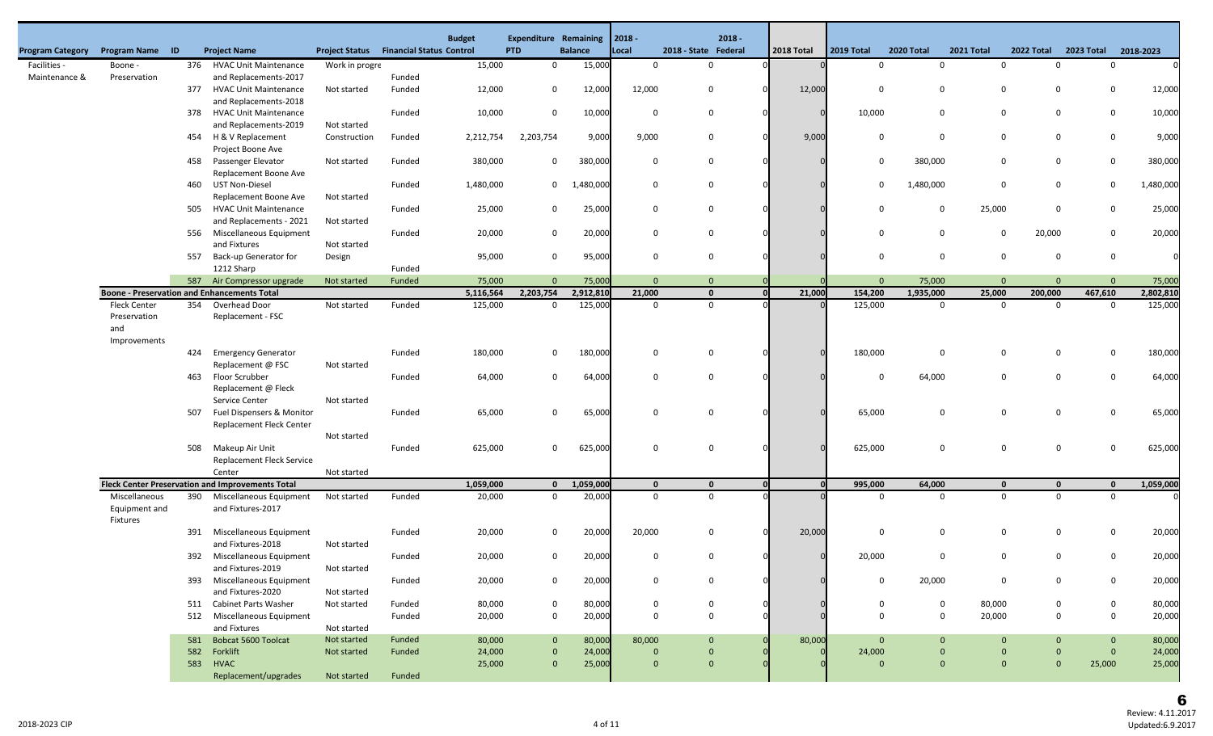| Program Category | Program Name | ID | Project Name | Project Status | Financial Status | Budget Control | Expenditure PTD | Remaining Balance | 2018 - Local | 2018 - State | 2018 - Federal | 2018 Total | 2019 Total | 2020 Total | 2021 Total | 2022 Total | 2023 Total | 2018-2023 |
|---|---|---|---|---|---|---|---|---|---|---|---|---|---|---|---|---|---|---|
| Facilities - Maintenance & | Boone - Preservation | 376 | HVAC Unit Maintenance and Replacements-2017 | Work in progre | Funded | 15,000 | 0 | 15,000 | 0 | 0 | 0 | 0 | 0 | 0 | 0 | 0 | 0 | 0 |
| | | 377 | HVAC Unit Maintenance and Replacements-2018 | Not started | Funded | 12,000 | 0 | 12,000 | 12,000 | 0 | 0 | 12,000 | 0 | 0 | 0 | 0 | 0 | 12,000 |
| | | 378 | HVAC Unit Maintenance and Replacements-2019 | Not started | Funded | 10,000 | 0 | 10,000 | 0 | 0 | 0 | 0 | 10,000 | 0 | 0 | 0 | 0 | 10,000 |
| | | 454 | H & V Replacement Project Boone Ave | Construction | Funded | 2,212,754 | 2,203,754 | 9,000 | 9,000 | 0 | 0 | 9,000 | 0 | 0 | 0 | 0 | 0 | 9,000 |
| | | 458 | Passenger Elevator Replacement Boone Ave | Not started | Funded | 380,000 | 0 | 380,000 | 0 | 0 | 0 | 0 | 0 | 380,000 | 0 | 0 | 0 | 380,000 |
| | | 460 | UST Non-Diesel Replacement Boone Ave | Not started | Funded | 1,480,000 | 0 | 1,480,000 | 0 | 0 | 0 | 0 | 0 | 1,480,000 | 0 | 0 | 0 | 1,480,000 |
| | | 505 | HVAC Unit Maintenance and Replacements - 2021 | Not started | Funded | 25,000 | 0 | 25,000 | 0 | 0 | 0 | 0 | 0 | 0 | 25,000 | 0 | 0 | 25,000 |
| | | 556 | Miscellaneous Equipment and Fixtures | Not started | Funded | 20,000 | 0 | 20,000 | 0 | 0 | 0 | 0 | 0 | 0 | 0 | 20,000 | 0 | 20,000 |
| | | 557 | Back-up Generator for 1212 Sharp | Design | Funded | 95,000 | 0 | 95,000 | 0 | 0 | 0 | 0 | 0 | 0 | 0 | 0 | 0 | 0 |
| | | 587 | Air Compressor upgrade | Not started | Funded | 75,000 | 0 | 75,000 | 0 | 0 | 0 | 0 | 0 | 75,000 | 0 | 0 | 0 | 75,000 |
| | **Boone - Preservation and Enhancements Total** | | | | | **5,116,564** | **2,203,754** | **2,912,810** | **21,000** | **0** | **0** | **21,000** | **154,200** | **1,935,000** | **25,000** | **200,000** | **467,610** | **2,802,810** |
| | Fleck Center Preservation and Improvements | 354 | Overhead Door Replacement - FSC | Not started | Funded | 125,000 | 0 | 125,000 | 0 | 0 | 0 | 0 | 125,000 | 0 | 0 | 0 | 0 | 125,000 |
| | | 424 | Emergency Generator Replacement @ FSC | Not started | Funded | 180,000 | 0 | 180,000 | 0 | 0 | 0 | 0 | 180,000 | 0 | 0 | 0 | 0 | 180,000 |
| | | 463 | Floor Scrubber Replacement @ Fleck Service Center | Not started | Funded | 64,000 | 0 | 64,000 | 0 | 0 | 0 | 0 | 0 | 64,000 | 0 | 0 | 0 | 64,000 |
| | | 507 | Fuel Dispensers & Monitor Replacement Fleck Center | Not started | Funded | 65,000 | 0 | 65,000 | 0 | 0 | 0 | 0 | 65,000 | 0 | 0 | 0 | 0 | 65,000 |
| | | 508 | Makeup Air Unit Replacement Fleck Service Center | Not started | Funded | 625,000 | 0 | 625,000 | 0 | 0 | 0 | 0 | 625,000 | 0 | 0 | 0 | 0 | 625,000 |
| | **Fleck Center Preservation and Improvements Total** | | | | | **1,059,000** | **0** | **1,059,000** | **0** | **0** | **0** | **0** | **995,000** | **64,000** | **0** | **0** | **0** | **1,059,000** |
| | Miscellaneous Equipment and Fixtures | 390 | Miscellaneous Equipment and Fixtures-2017 | Not started | Funded | 20,000 | 0 | 20,000 | 0 | 0 | 0 | 0 | 0 | 0 | 0 | 0 | 0 | 0 |
| | | 391 | Miscellaneous Equipment and Fixtures-2018 | Not started | Funded | 20,000 | 0 | 20,000 | 20,000 | 0 | 0 | 20,000 | 0 | 0 | 0 | 0 | 0 | 20,000 |
| | | 392 | Miscellaneous Equipment and Fixtures-2019 | Not started | Funded | 20,000 | 0 | 20,000 | 0 | 0 | 0 | 0 | 20,000 | 0 | 0 | 0 | 0 | 20,000 |
| | | 393 | Miscellaneous Equipment and Fixtures-2020 | Not started | Funded | 20,000 | 0 | 20,000 | 0 | 0 | 0 | 0 | 0 | 20,000 | 0 | 0 | 0 | 20,000 |
| | | 511 | Cabinet Parts Washer | Not started | Funded | 80,000 | 0 | 80,000 | 0 | 0 | 0 | 0 | 0 | 0 | 80,000 | 0 | 0 | 80,000 |
| | | 512 | Miscellaneous Equipment and Fixtures | Not started | Funded | 20,000 | 0 | 20,000 | 0 | 0 | 0 | 0 | 0 | 0 | 20,000 | 0 | 0 | 20,000 |
| | | 581 | Bobcat 5600 Toolcat | Not started | Funded | 80,000 | 0 | 80,000 | 80,000 | 0 | 0 | 80,000 | 0 | 0 | 0 | 0 | 0 | 80,000 |
| | | 582 | Forklift | Not started | Funded | 24,000 | 0 | 24,000 | 0 | 0 | 0 | 0 | 24,000 | 0 | 0 | 0 | 0 | 24,000 |
| | | 583 | HVAC Replacement/upgrades | Not started | Funded | 25,000 | 0 | 25,000 | 0 | 0 | 0 | 0 | 0 | 0 | 0 | 0 | 25,000 | 25,000 |

Review: 4.11.2017
Updated:6.9.2017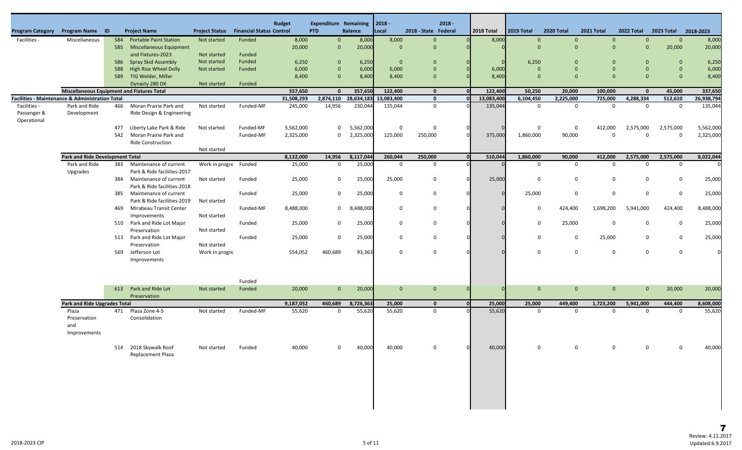| Program Category | Program Name | ID | Project Name | Project Status | Financial Status | Budget Control | Expenditure PTD | Remaining Balance | 2018 - Local | 2018 - State | 2018 - Federal | 2018 Total | 2019 Total | 2020 Total | 2021 Total | 2022 Total | 2023 Total | 2018-2023 |
|---|---|---|---|---|---|---|---|---|---|---|---|---|---|---|---|---|---|---|
| Facilities - | Miscellaneous | 584 | Portable Paint Station | Not started | Funded | 8,000 | 0 | 8,000 | 8,000 | 0 | 0 | 8,000 | 0 | 0 | 0 | 0 | 0 | 8,000 |
| | | 585 | Miscellaneous Equipment and Fixtures-2023 | Not started | Funded | 20,000 | 0 | 20,000 | 0 | 0 | 0 | 0 | 0 | 0 | 0 | 0 | 20,000 | 20,000 |
| | | 586 | Spray Skid Assembly | Not started | Funded | 6,250 | 0 | 6,250 | 0 | 0 | 0 | 0 | 6,250 | 0 | 0 | 0 | 0 | 6,250 |
| | | 588 | High Rise Wheel Dolly | Not started | Funded | 6,000 | 0 | 6,000 | 6,000 | 0 | 0 | 6,000 | 0 | 0 | 0 | 0 | 0 | 6,000 |
| | | 589 | TIG Welder, Miller Dynasty 280 DX | Not started | Funded | 8,400 | 0 | 8,400 | 8,400 | 0 | 0 | 8,400 | 0 | 0 | 0 | 0 | 0 | 8,400 |
| | **Miscellaneous Equipment and Fixtures Total** | | | | | **357,650** | **0** | **357,650** | **122,400** | **0** | **0** | **122,400** | **50,250** | **20,000** | **100,000** | **0** | **45,000** | **337,650** |
| **Facilities - Maintenance & Administration Total** | | | | | | **31,508,293** | **2,874,110** | **28,634,183** | **13,083,400** | **0** | **0** | **13,083,400** | **6,104,450** | **2,225,000** | **725,000** | **4,288,334** | **512,610** | **26,938,794** |
| Facilities - Passenger & Operational | Park and Ride Development | 466 | Moran Prairie Park and Ride Design & Engineering | Not started | Funded-MF | 245,000 | 14,956 | 230,044 | 135,044 | 0 | 0 | 135,044 | 0 | 0 | 0 | 0 | 0 | 135,044 |
| | | 477 | Liberty Lake Park & Ride | Not started | Funded-MF | 5,562,000 | 0 | 5,562,000 | 0 | 0 | 0 | 0 | 0 | 0 | 412,000 | 2,575,000 | 2,575,000 | 5,562,000 |
| | | 542 | Moran Prairie Park and Ride Construction | Not started | Funded-MF | 2,325,000 | 0 | 2,325,000 | 125,000 | 250,000 | 0 | 375,000 | 1,860,000 | 90,000 | 0 | 0 | 0 | 2,325,000 |
| | **Park and Ride Development Total** | | | | | **8,132,000** | **14,956** | **8,117,044** | **260,044** | **250,000** | **0** | **510,044** | **1,860,000** | **90,000** | **412,000** | **2,575,000** | **2,575,000** | **8,022,044** |
| | Park and Ride Upgrades | 383 | Maintenance of current Park & Ride facilities-2017 | Work in progress | Funded | 25,000 | 0 | 25,000 | 0 | 0 | 0 | 0 | 0 | 0 | 0 | 0 | 0 | 0 |
| | | 384 | Maintenance of current Park & Ride facilities-2018 | Not started | Funded | 25,000 | 0 | 25,000 | 25,000 | 0 | 0 | 25,000 | 0 | 0 | 0 | 0 | 0 | 25,000 |
| | | 385 | Maintenance of current Park & Ride facilities-2019 | Not started | Funded | 25,000 | 0 | 25,000 | 0 | 0 | 0 | 0 | 25,000 | 0 | 0 | 0 | 0 | 25,000 |
| | | 469 | Mirabeau Transit Center Improvements | Not started | Funded-MF | 8,488,000 | 0 | 8,488,000 | 0 | 0 | 0 | 0 | 0 | 424,400 | 1,698,200 | 5,941,000 | 424,400 | 8,488,000 |
| | | 510 | Park and Ride Lot Major Preservation | Not started | Funded | 25,000 | 0 | 25,000 | 0 | 0 | 0 | 0 | 0 | 25,000 | 0 | 0 | 0 | 25,000 |
| | | 513 | Park and Ride Lot Major Preservation | Not started | Funded | 25,000 | 0 | 25,000 | 0 | 0 | 0 | 0 | 0 | 0 | 25,000 | 0 | 0 | 25,000 |
| | | 569 | Jefferson Lot Improvements | Work in progress | Funded | 554,052 | 460,689 | 93,363 | 0 | 0 | 0 | 0 | 0 | 0 | 0 | 0 | 0 | 0 |
| | | 613 | Park and Ride Lot Preservation | Not started | Funded | 20,000 | 0 | 20,000 | 0 | 0 | 0 | 0 | 0 | 0 | 0 | 0 | 20,000 | 20,000 |
| | **Park and Ride Upgrades Total** | | | | | **9,187,052** | **460,689** | **8,726,363** | **25,000** | **0** | **0** | **25,000** | **25,000** | **449,400** | **1,723,200** | **5,941,000** | **444,400** | **8,608,000** |
| | Plaza Preservation and Improvements | 471 | Plaza Zone 4-5 Consolidation | Not started | Funded-MF | 55,620 | 0 | 55,620 | 55,620 | 0 | 0 | 55,620 | 0 | 0 | 0 | 0 | 0 | 55,620 |
| | | 514 | 2018 Skywalk Roof Replacement Plaza | Not started | Funded | 40,000 | 0 | 40,000 | 40,000 | 0 | 0 | 40,000 | 0 | 0 | 0 | 0 | 0 | 40,000 |

2018-2023 CIP

Review: 4.11.2017
Updated:6.9.2017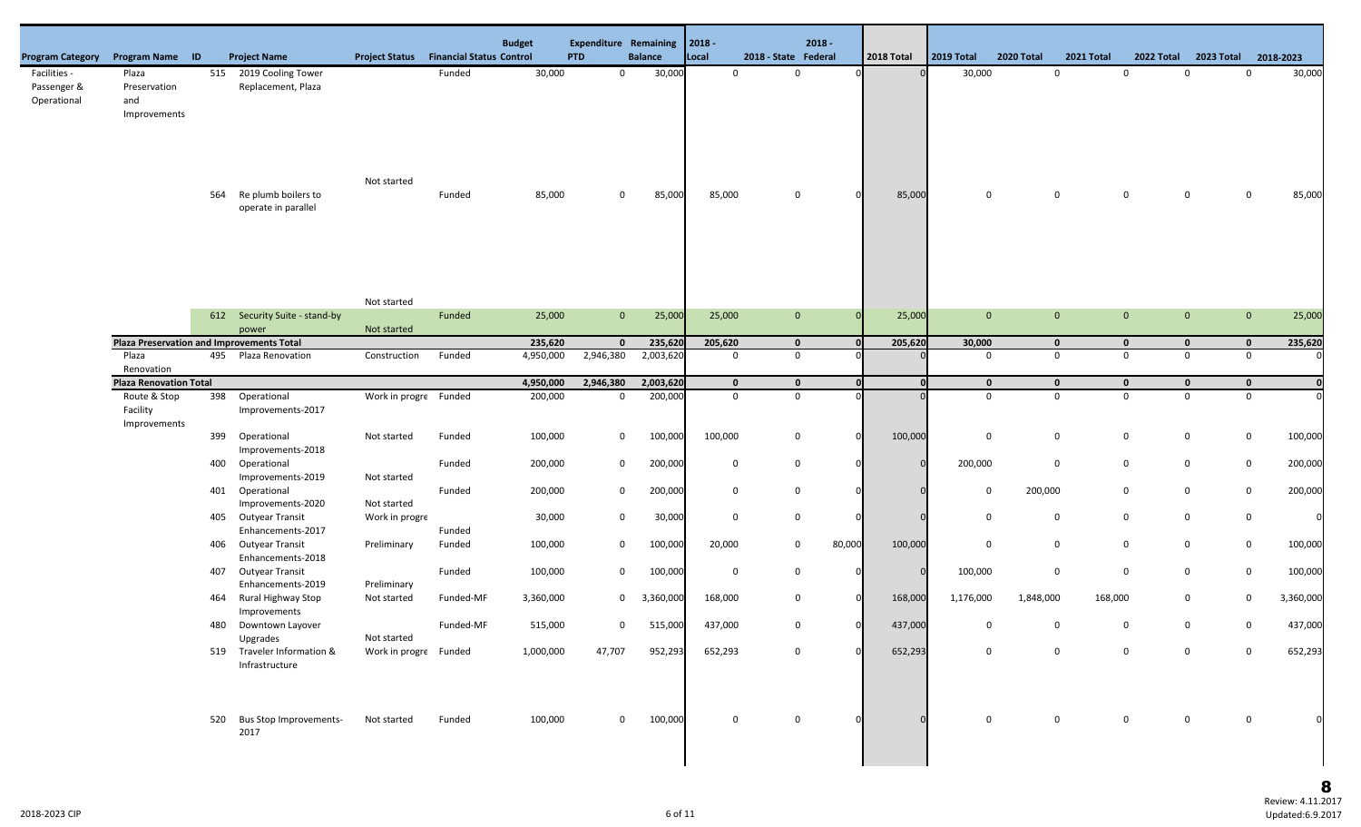| Program Category | Program Name | ID | Project Name | Project Status | Financial Status | Budget Control | Expenditure PTD | Remaining Balance | 2018 - Local | 2018 - State | 2018 - Federal | 2018 Total | 2019 Total | 2020 Total | 2021 Total | 2022 Total | 2023 Total | 2018-2023 |
|---|---|---|---|---|---|---|---|---|---|---|---|---|---|---|---|---|---|---|
| Facilities - Passenger & Operational | Plaza Preservation and Improvements | 515 | 2019 Cooling Tower Replacement, Plaza | Not started | Funded | 30,000 | 0 | 30,000 | 0 | 0 | 0 | 0 | 30,000 | 0 | 0 | 0 | 0 | 30,000 |
| | | 564 | Re plumb boilers to operate in parallel | Not started | Funded | 85,000 | 0 | 85,000 | 85,000 | 0 | 0 | 85,000 | 0 | 0 | 0 | 0 | 0 | 85,000 |
| | | 612 | Security Suite - stand-by power | Not started | Funded | 25,000 | 0 | 25,000 | 25,000 | 0 | 0 | 25,000 | 0 | 0 | 0 | 0 | 0 | 25,000 |
| | **Plaza Preservation and Improvements Total** | | | | | **235,620** | **0** | **235,620** | **205,620** | **0** | **0** | **205,620** | **30,000** | **0** | **0** | **0** | **0** | **235,620** |
| | Plaza Renovation | 495 | Plaza Renovation | Construction | Funded | 4,950,000 | 2,946,380 | 2,003,620 | 0 | 0 | 0 | 0 | 0 | 0 | 0 | 0 | 0 | 0 |
| | **Plaza Renovation Total** | | | | | **4,950,000** | **2,946,380** | **2,003,620** | **0** | **0** | **0** | **0** | **0** | **0** | **0** | **0** | **0** | **0** |
| | Route & Stop Facility Improvements | 398 | Operational Improvements-2017 | Work in progre | Funded | 200,000 | 0 | 200,000 | 0 | 0 | 0 | 0 | 0 | 0 | 0 | 0 | 0 | 0 |
| | | 399 | Operational Improvements-2018 | Not started | Funded | 100,000 | 0 | 100,000 | 100,000 | 0 | 0 | 100,000 | 0 | 0 | 0 | 0 | 0 | 100,000 |
| | | 400 | Operational Improvements-2019 | Not started | Funded | 200,000 | 0 | 200,000 | 0 | 0 | 0 | 0 | 200,000 | 0 | 0 | 0 | 0 | 200,000 |
| | | 401 | Operational Improvements-2020 | Not started | Funded | 200,000 | 0 | 200,000 | 0 | 0 | 0 | 0 | 0 | 200,000 | 0 | 0 | 0 | 200,000 |
| | | 405 | Outyear Transit Enhancements-2017 | Work in progre | Funded | 30,000 | 0 | 30,000 | 0 | 0 | 0 | 0 | 0 | 0 | 0 | 0 | 0 | 0 |
| | | 406 | Outyear Transit Enhancements-2018 | Preliminary | Funded | 100,000 | 0 | 100,000 | 20,000 | 0 | 80,000 | 100,000 | 0 | 0 | 0 | 0 | 0 | 100,000 |
| | | 407 | Outyear Transit Enhancements-2019 | Preliminary | Funded | 100,000 | 0 | 100,000 | 0 | 0 | 0 | 0 | 100,000 | 0 | 0 | 0 | 0 | 100,000 |
| | | 464 | Rural Highway Stop Improvements | Not started | Funded-MF | 3,360,000 | 0 | 3,360,000 | 168,000 | 0 | 0 | 168,000 | 1,176,000 | 1,848,000 | 168,000 | 0 | 0 | 3,360,000 |
| | | 480 | Downtown Layover Upgrades | Not started | Funded-MF | 515,000 | 0 | 515,000 | 437,000 | 0 | 0 | 437,000 | 0 | 0 | 0 | 0 | 0 | 437,000 |
| | | 519 | Traveler Information & Infrastructure | Work in progre | Funded | 1,000,000 | 47,707 | 952,293 | 652,293 | 0 | 0 | 652,293 | 0 | 0 | 0 | 0 | 0 | 652,293 |
| | | 520 | Bus Stop Improvements-2017 | Not started | Funded | 100,000 | 0 | 100,000 | 0 | 0 | 0 | 0 | 0 | 0 | 0 | 0 | 0 | 0 |

Review: 4.11.2017
Updated:6.9.2017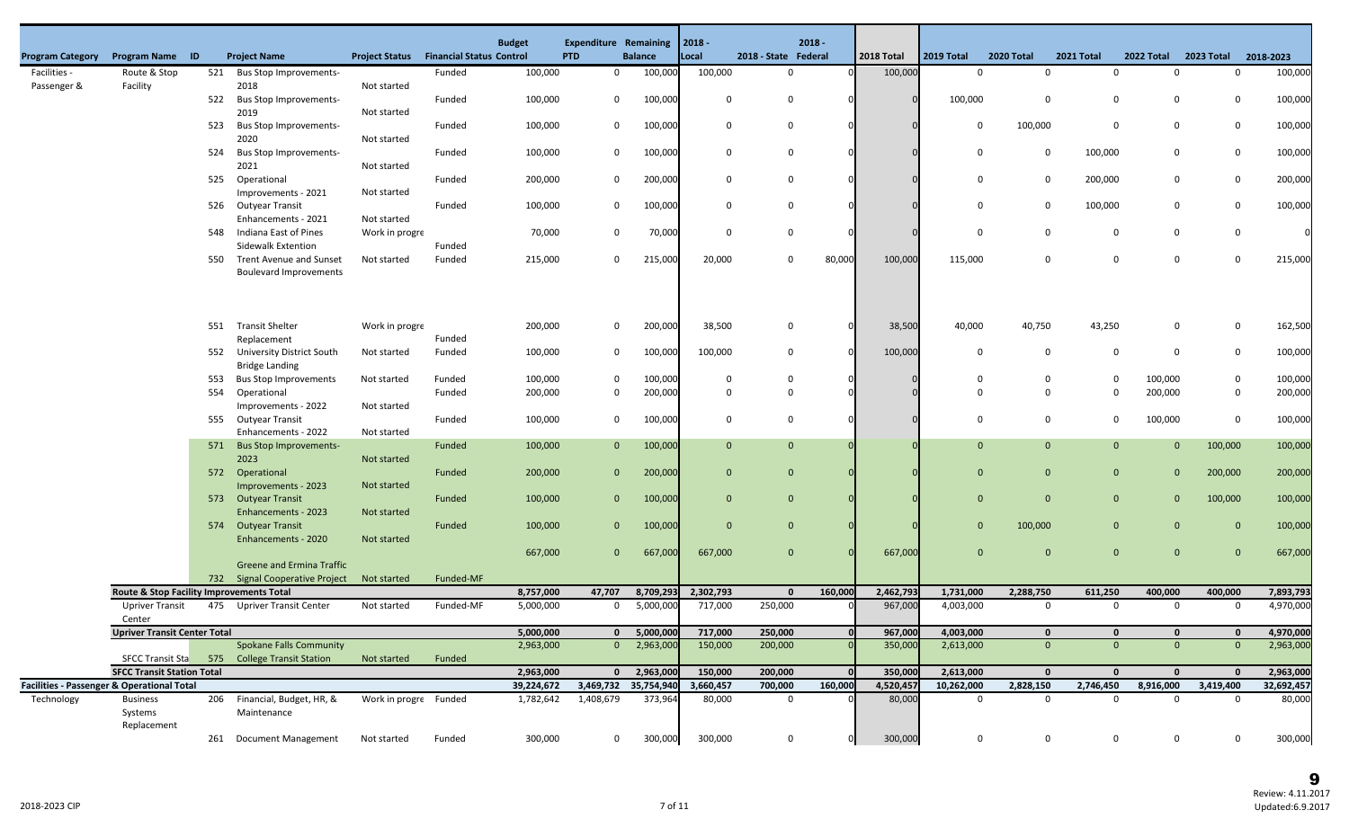| Program Category | Program Name | ID | Project Name | Project Status | Financial Status | Budget Control | Expenditure PTD | Remaining Balance | 2018 - Local | 2018 - State | 2018 - Federal | 2018 Total | 2019 Total | 2020 Total | 2021 Total | 2022 Total | 2023 Total | 2018-2023 |
|---|---|---|---|---|---|---|---|---|---|---|---|---|---|---|---|---|---|---|
| Facilities - Passenger & | Route & Stop Facility | 521 | Bus Stop Improvements-2018 | Not started | Funded | 100,000 | 0 | 100,000 | 100,000 | 0 | 0 | 100,000 | 0 | 0 | 0 | 0 | 0 | 100,000 |
| | | 522 | Bus Stop Improvements-2019 | Not started | Funded | 100,000 | 0 | 100,000 | 0 | 0 | 0 | 0 | 100,000 | 0 | 0 | 0 | 0 | 100,000 |
| | | 523 | Bus Stop Improvements-2020 | Not started | Funded | 100,000 | 0 | 100,000 | 0 | 0 | 0 | 0 | 0 | 100,000 | 0 | 0 | 0 | 100,000 |
| | | 524 | Bus Stop Improvements-2021 | Not started | Funded | 100,000 | 0 | 100,000 | 0 | 0 | 0 | 0 | 0 | 0 | 100,000 | 0 | 0 | 100,000 |
| | | 525 | Operational Improvements - 2021 | Not started | Funded | 200,000 | 0 | 200,000 | 0 | 0 | 0 | 0 | 0 | 0 | 200,000 | 0 | 0 | 200,000 |
| | | 526 | Outyear Transit Enhancements - 2021 | Not started | Funded | 100,000 | 0 | 100,000 | 0 | 0 | 0 | 0 | 0 | 0 | 100,000 | 0 | 0 | 100,000 |
| | | 548 | Indiana East of Pines Sidewalk Extention | Work in progre | Funded | 70,000 | 0 | 70,000 | 0 | 0 | 0 | 0 | 0 | 0 | 0 | 0 | 0 | 0 |
| | | 550 | Trent Avenue and Sunset Boulevard Improvements | Not started | Funded | 215,000 | 0 | 215,000 | 20,000 | 0 | 80,000 | 100,000 | 115,000 | 0 | 0 | 0 | 0 | 215,000 |
| | | 551 | Transit Shelter Replacement | Work in progre | Funded | 200,000 | 0 | 200,000 | 38,500 | 0 | 0 | 38,500 | 40,000 | 40,750 | 43,250 | 0 | 0 | 162,500 |
| | | 552 | University District South Bridge Landing | Not started | Funded | 100,000 | 0 | 100,000 | 100,000 | 0 | 0 | 100,000 | 0 | 0 | 0 | 0 | 0 | 100,000 |
| | | 553 | Bus Stop Improvements | Not started | Funded | 100,000 | 0 | 100,000 | 0 | 0 | 0 | 0 | 0 | 0 | 0 | 100,000 | 0 | 100,000 |
| | | 554 | Operational Improvements - 2022 | Not started | Funded | 200,000 | 0 | 200,000 | 0 | 0 | 0 | 0 | 0 | 0 | 0 | 200,000 | 0 | 200,000 |
| | | 555 | Outyear Transit Enhancements - 2022 | Not started | Funded | 100,000 | 0 | 100,000 | 0 | 0 | 0 | 0 | 0 | 0 | 0 | 100,000 | 0 | 100,000 |
| | | 571 | Bus Stop Improvements-2023 | Not started | Funded | 100,000 | 0 | 100,000 | 0 | 0 | 0 | 0 | 0 | 0 | 0 | 0 | 100,000 | 100,000 |
| | | 572 | Operational Improvements - 2023 | Not started | Funded | 200,000 | 0 | 200,000 | 0 | 0 | 0 | 0 | 0 | 0 | 0 | 0 | 200,000 | 200,000 |
| | | 573 | Outyear Transit Enhancements - 2023 | Not started | Funded | 100,000 | 0 | 100,000 | 0 | 0 | 0 | 0 | 0 | 0 | 0 | 0 | 100,000 | 100,000 |
| | | 574 | Outyear Transit Enhancements - 2020 | Not started | Funded | 100,000 | 0 | 100,000 | 0 | 0 | 0 | 0 | 0 | 100,000 | 0 | 0 | 0 | 100,000 |
| | | 732 | Greene and Ermina Traffic Signal Cooperative Project | Not started | Funded-MF | 667,000 | 0 | 667,000 | 667,000 | 0 | 0 | 667,000 | 0 | 0 | 0 | 0 | 0 | 667,000 |
| | **Route & Stop Facility Improvements Total** | | | | | **8,757,000** | **47,707** | **8,709,293** | **2,302,793** | **0** | **160,000** | **2,462,793** | **1,731,000** | **2,288,750** | **611,250** | **400,000** | **400,000** | **7,893,793** |
| | Upriver Transit Center | 475 | Upriver Transit Center | Not started | Funded-MF | 5,000,000 | 0 | 5,000,000 | 717,000 | 250,000 | 0 | 967,000 | 4,003,000 | 0 | 0 | 0 | 0 | 4,970,000 |
| | **Upriver Transit Center Total** | | | | | **5,000,000** | **0** | **5,000,000** | **717,000** | **250,000** | **0** | **967,000** | **4,003,000** | **0** | **0** | **0** | **0** | **4,970,000** |
| | SFCC Transit Sta | 575 | Spokane Falls Community College Transit Station | Not started | Funded | 2,963,000 | 0 | 2,963,000 | 150,000 | 200,000 | 0 | 350,000 | 2,613,000 | 0 | 0 | 0 | 0 | 2,963,000 |
| | **SFCC Transit Station Total** | | | | | **2,963,000** | **0** | **2,963,000** | **150,000** | **200,000** | **0** | **350,000** | **2,613,000** | **0** | **0** | **0** | **0** | **2,963,000** |
| **Facilities - Passenger & Operational Total** | | | | | | **39,224,672** | **3,469,732** | **35,754,940** | **3,660,457** | **700,000** | **160,000** | **4,520,457** | **10,262,000** | **2,828,150** | **2,746,450** | **8,916,000** | **3,419,400** | **32,692,457** |
| Technology | Business Systems Replacement | 206 | Financial, Budget, HR, & Maintenance | Work in progre | Funded | 1,782,642 | 1,408,679 | 373,964 | 80,000 | 0 | 0 | 80,000 | 0 | 0 | 0 | 0 | 0 | 80,000 |
| | | 261 | Document Management | Not started | Funded | 300,000 | 0 | 300,000 | 300,000 | 0 | 0 | 300,000 | 0 | 0 | 0 | 0 | 0 | 300,000 |

2018-2023 CIP

Review: 4.11.2017
Updated:6.9.2017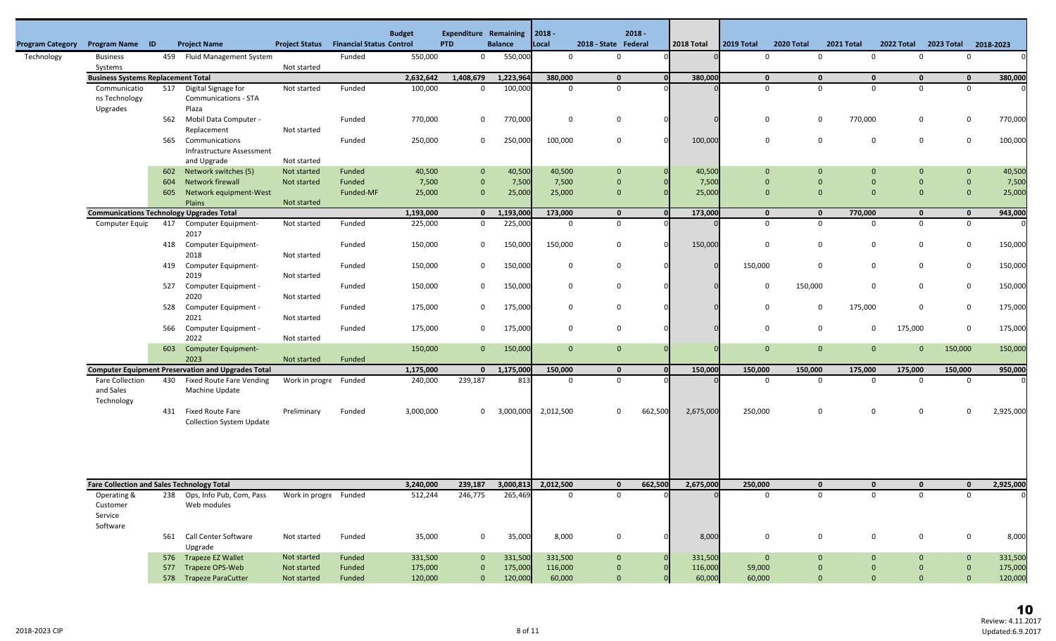| Program Category | Program Name | ID | Project Name | Project Status | Financial Status | Budget Control | Expenditure PTD | Remaining Balance | 2018 - Local | 2018 - State | 2018 - Federal | 2018 Total | 2019 Total | 2020 Total | 2021 Total | 2022 Total | 2023 Total | 2018-2023 |
|---|---|---|---|---|---|---|---|---|---|---|---|---|---|---|---|---|---|---|
| Technology | Business Systems | 459 | Fluid Management System | Not started | Funded | 550,000 | 0 | 550,000 | 0 | 0 | 0 | 0 | 0 | 0 | 0 | 0 | 0 | 0 |
| | **Business Systems Replacement Total** | | | | | **2,632,642** | **1,408,679** | **1,223,964** | **380,000** | **0** | **0** | **380,000** | **0** | **0** | **0** | **0** | **0** | **380,000** |
| | Communications Technology Upgrades | 517 | Digital Signage for Communications - STA Plaza | Not started | Funded | 100,000 | 0 | 100,000 | 0 | 0 | 0 | 0 | 0 | 0 | 0 | 0 | 0 | 0 |
| | | 562 | Mobil Data Computer - Replacement | Not started | Funded | 770,000 | 0 | 770,000 | 0 | 0 | 0 | 0 | 0 | 0 | 770,000 | 0 | 0 | 770,000 |
| | | 565 | Communications Infrastructure Assessment and Upgrade | Not started | Funded | 250,000 | 0 | 250,000 | 100,000 | 0 | 0 | 100,000 | 0 | 0 | 0 | 0 | 0 | 100,000 |
| | | 602 | Network switches (5) | Not started | Funded | 40,500 | 0 | 40,500 | 40,500 | 0 | 0 | 40,500 | 0 | 0 | 0 | 0 | 0 | 40,500 |
| | | 604 | Network firewall | Not started | Funded | 7,500 | 0 | 7,500 | 7,500 | 0 | 0 | 7,500 | 0 | 0 | 0 | 0 | 0 | 7,500 |
| | | 605 | Network equipment-West Plains | Not started | Funded-MF | 25,000 | 0 | 25,000 | 25,000 | 0 | 0 | 25,000 | 0 | 0 | 0 | 0 | 0 | 25,000 |
| | **Communications Technology Upgrades Total** | | | | | **1,193,000** | **0** | **1,193,000** | **173,000** | **0** | **0** | **173,000** | **0** | **0** | **770,000** | **0** | **0** | **943,000** |
| | Computer Equip | 417 | Computer Equipment-2017 | Not started | Funded | 225,000 | 0 | 225,000 | 0 | 0 | 0 | 0 | 0 | 0 | 0 | 0 | 0 | 0 |
| | | 418 | Computer Equipment-2018 | Not started | Funded | 150,000 | 0 | 150,000 | 150,000 | 0 | 0 | 150,000 | 0 | 0 | 0 | 0 | 0 | 150,000 |
| | | 419 | Computer Equipment-2019 | Not started | Funded | 150,000 | 0 | 150,000 | 0 | 0 | 0 | 0 | 150,000 | 0 | 0 | 0 | 0 | 150,000 |
| | | 527 | Computer Equipment - 2020 | Not started | Funded | 150,000 | 0 | 150,000 | 0 | 0 | 0 | 0 | 0 | 150,000 | 0 | 0 | 0 | 150,000 |
| | | 528 | Computer Equipment - 2021 | Not started | Funded | 175,000 | 0 | 175,000 | 0 | 0 | 0 | 0 | 0 | 0 | 175,000 | 0 | 0 | 175,000 |
| | | 566 | Computer Equipment - 2022 | Not started | Funded | 175,000 | 0 | 175,000 | 0 | 0 | 0 | 0 | 0 | 0 | 0 | 175,000 | 0 | 175,000 |
| | | 603 | Computer Equipment-2023 | Not started | Funded | 150,000 | 0 | 150,000 | 0 | 0 | 0 | 0 | 0 | 0 | 0 | 0 | 150,000 | 150,000 |
| | **Computer Equipment Preservation and Upgrades Total** | | | | | **1,175,000** | **0** | **1,175,000** | **150,000** | **0** | **0** | **150,000** | **150,000** | **150,000** | **175,000** | **175,000** | **150,000** | **950,000** |
| | Fare Collection and Sales Technology | 430 | Fixed Route Fare Vending Machine Update | Work in progre | Funded | 240,000 | 239,187 | 813 | 0 | 0 | 0 | 0 | 0 | 0 | 0 | 0 | 0 | 0 |
| | | 431 | Fixed Route Fare Collection System Update | Preliminary | Funded | 3,000,000 | 0 | 3,000,000 | 2,012,500 | 0 | 662,500 | 2,675,000 | 250,000 | 0 | 0 | 0 | 0 | 2,925,000 |
| | **Fare Collection and Sales Technology Total** | | | | | **3,240,000** | **239,187** | **3,000,813** | **2,012,500** | **0** | **662,500** | **2,675,000** | **250,000** | **0** | **0** | **0** | **0** | **2,925,000** |
| | Operating & Customer Service Software | 238 | Ops, Info Pub, Com, Pass Web modules | Work in progre | Funded | 512,244 | 246,775 | 265,469 | 0 | 0 | 0 | 0 | 0 | 0 | 0 | 0 | 0 | 0 |
| | | 561 | Call Center Software Upgrade | Not started | Funded | 35,000 | 0 | 35,000 | 8,000 | 0 | 0 | 8,000 | 0 | 0 | 0 | 0 | 0 | 8,000 |
| | | 576 | Trapeze EZ Wallet | Not started | Funded | 331,500 | 0 | 331,500 | 331,500 | 0 | 0 | 331,500 | 0 | 0 | 0 | 0 | 0 | 331,500 |
| | | 577 | Trapeze OPS-Web | Not started | Funded | 175,000 | 0 | 175,000 | 116,000 | 0 | 0 | 116,000 | 59,000 | 0 | 0 | 0 | 0 | 175,000 |
| | | 578 | Trapeze ParaCutter | Not started | Funded | 120,000 | 0 | 120,000 | 60,000 | 0 | 0 | 60,000 | 60,000 | 0 | 0 | 0 | 0 | 120,000 |

Review: 4.11.2017
Updated:6.9.2017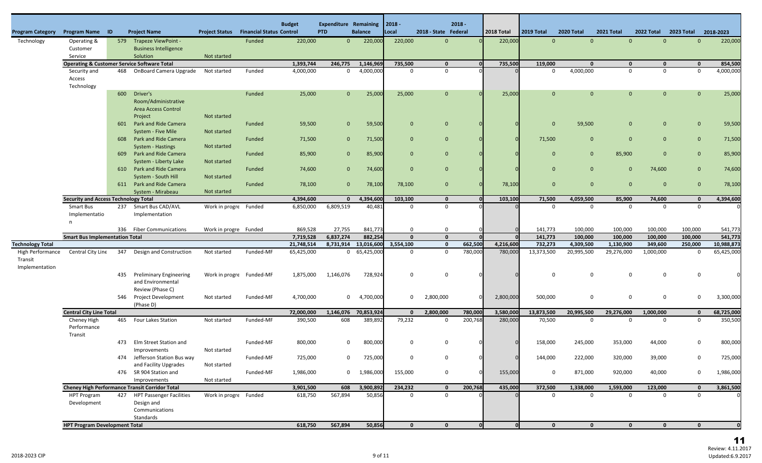| Program Category | Program Name | ID | Project Name | Project Status | Financial Status | Budget Control | Expenditure PTD | Remaining Balance | 2018 - Local | 2018 - State | 2018 - Federal | 2018 Total | 2019 Total | 2020 Total | 2021 Total | 2022 Total | 2023 Total | 2018-2023 |
|---|---|---|---|---|---|---|---|---|---|---|---|---|---|---|---|---|---|---|
| Technology | Operating & Customer Service | 579 | Trapeze ViewPoint - Business Intelligence Solution | Not started | Funded | 220,000 | 0 | 220,000 | 220,000 | 0 | 0 | 220,000 | 0 | 0 | 0 | 0 | 0 | 220,000 |
| | **Operating & Customer Service Software Total** | | | | | **1,393,744** | **246,775** | **1,146,969** | **735,500** | **0** | **0** | **735,500** | **119,000** | **0** | **0** | **0** | **0** | **854,500** |
| | Security and Access Technology | 468 | OnBoard Camera Upgrade | Not started | Funded | 4,000,000 | 0 | 4,000,000 | 0 | 0 | 0 | 0 | 0 | 4,000,000 | 0 | 0 | 0 | 4,000,000 |
| | | 600 | Driver's Room/Administrative Area Access Control Project | Not started | Funded | 25,000 | 0 | 25,000 | 25,000 | 0 | 0 | 25,000 | 0 | 0 | 0 | 0 | 0 | 25,000 |
| | | 601 | Park and Ride Camera System - Five Mile | Not started | Funded | 59,500 | 0 | 59,500 | 0 | 0 | 0 | 0 | 0 | 59,500 | 0 | 0 | 0 | 59,500 |
| | | 608 | Park and Ride Camera System - Hastings | Not started | Funded | 71,500 | 0 | 71,500 | 0 | 0 | 0 | 0 | 71,500 | 0 | 0 | 0 | 0 | 71,500 |
| | | 609 | Park and Ride Camera System - Liberty Lake | Not started | Funded | 85,900 | 0 | 85,900 | 0 | 0 | 0 | 0 | 0 | 0 | 85,900 | 0 | 0 | 85,900 |
| | | 610 | Park and Ride Camera System - South Hill | Not started | Funded | 74,600 | 0 | 74,600 | 0 | 0 | 0 | 0 | 0 | 0 | 0 | 74,600 | 0 | 74,600 |
| | | 611 | Park and Ride Camera System - Mirabeau | Not started | Funded | 78,100 | 0 | 78,100 | 78,100 | 0 | 0 | 78,100 | 0 | 0 | 0 | 0 | 0 | 78,100 |
| | **Security and Access Technology Total** | | | | | **4,394,600** | **0** | **4,394,600** | **103,100** | **0** | **0** | **103,100** | **71,500** | **4,059,500** | **85,900** | **74,600** | **0** | **4,394,600** |
| | Smart Bus Implementation | 237 | Smart Bus CAD/AVL Implementation | Work in progre | Funded | 6,850,000 | 6,809,519 | 40,481 | 0 | 0 | 0 | 0 | 0 | 0 | 0 | 0 | 0 | 0 |
| | | 336 | Fiber Communications | Work in progre | Funded | 869,528 | 27,755 | 841,773 | 0 | 0 | 0 | 0 | 141,773 | 100,000 | 100,000 | 100,000 | 100,000 | 541,773 |
| | **Smart Bus Implementation Total** | | | | | **7,719,528** | **6,837,274** | **882,254** | **0** | **0** | **0** | **0** | **141,773** | **100,000** | **100,000** | **100,000** | **100,000** | **541,773** |
| **Technology Total** | | | | | | **21,748,514** | **8,731,914** | **13,016,600** | **3,554,100** | **0** | **662,500** | **4,216,600** | **732,273** | **4,309,500** | **1,130,900** | **349,600** | **250,000** | **10,988,873** |
| High Performance Transit Implementation | Central City Line | 347 | Design and Construction | Not started | Funded-MF | 65,425,000 | 0 | 65,425,000 | 0 | 0 | 780,000 | 780,000 | 13,373,500 | 20,995,500 | 29,276,000 | 1,000,000 | 0 | 65,425,000 |
| | | 435 | Preliminary Engineering and Environmental Review (Phase C) | Work in progre | Funded-MF | 1,875,000 | 1,146,076 | 728,924 | 0 | 0 | 0 | 0 | 0 | 0 | 0 | 0 | 0 | 0 |
| | | 546 | Project Development (Phase D) | Not started | Funded-MF | 4,700,000 | 0 | 4,700,000 | 0 | 2,800,000 | 0 | 2,800,000 | 500,000 | 0 | 0 | 0 | 0 | 3,300,000 |
| | **Central City Line Total** | | | | | **72,000,000** | **1,146,076** | **70,853,924** | **0** | **2,800,000** | **780,000** | **3,580,000** | **13,873,500** | **20,995,500** | **29,276,000** | **1,000,000** | **0** | **68,725,000** |
| | Cheney High Performance Transit | 465 | Four Lakes Station | Not started | Funded-MF | 390,500 | 608 | 389,892 | 79,232 | 0 | 200,768 | 280,000 | 70,500 | 0 | 0 | 0 | 0 | 350,500 |
| | | 473 | Elm Street Station and Improvements | Not started | Funded-MF | 800,000 | 0 | 800,000 | 0 | 0 | 0 | 0 | 158,000 | 245,000 | 353,000 | 44,000 | 0 | 800,000 |
| | | 474 | Jefferson Station Bus way and Facility Upgrades | Not started | Funded-MF | 725,000 | 0 | 725,000 | 0 | 0 | 0 | 0 | 144,000 | 222,000 | 320,000 | 39,000 | 0 | 725,000 |
| | | 476 | SR 904 Station and Improvements | Not started | Funded-MF | 1,986,000 | 0 | 1,986,000 | 155,000 | 0 | 0 | 155,000 | 0 | 871,000 | 920,000 | 40,000 | 0 | 1,986,000 |
| | **Cheney High Performance Transit Corridor Total** | | | | | **3,901,500** | **608** | **3,900,892** | **234,232** | **0** | **200,768** | **435,000** | **372,500** | **1,338,000** | **1,593,000** | **123,000** | **0** | **3,861,500** |
| | HPT Program Development | 427 | HPT Passenger Facilities Design and Communications Standards | Work in progre | Funded | 618,750 | 567,894 | 50,856 | 0 | 0 | 0 | 0 | 0 | 0 | 0 | 0 | 0 | 0 |
| | **HPT Program Development Total** | | | | | **618,750** | **567,894** | **50,856** | **0** | **0** | **0** | **0** | **0** | **0** | **0** | **0** | **0** | **0** |

Review: 4.11.2017
Updated:6.9.2017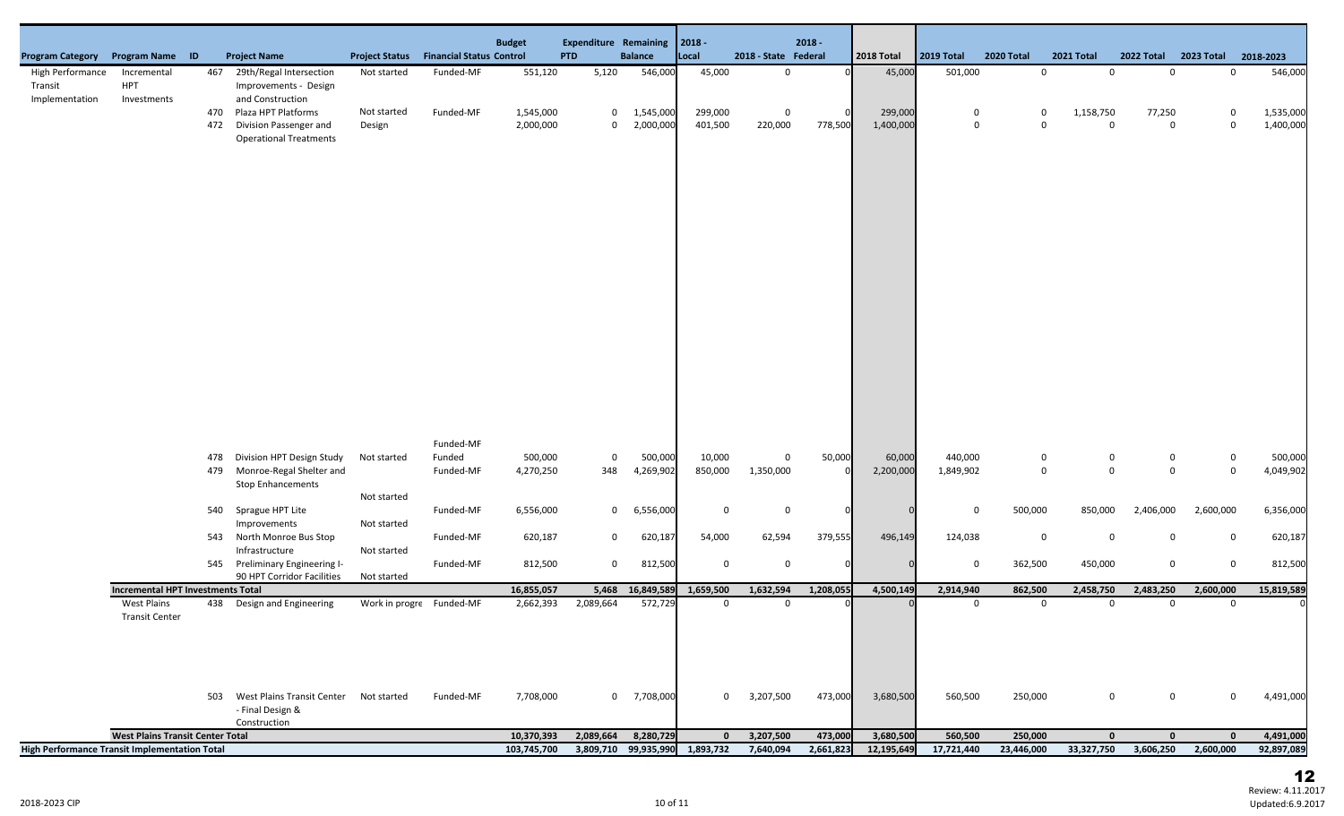| Program Category | Program Name | ID | Project Name | Project Status | Financial Status | Budget Control | Expenditure PTD | Remaining Balance | 2018 - Local | 2018 - State | 2018 - Federal | 2018 Total | 2019 Total | 2020 Total | 2021 Total | 2022 Total | 2023 Total | 2018-2023 |
|---|---|---|---|---|---|---|---|---|---|---|---|---|---|---|---|---|---|---|
| High Performance Transit Implementation | Incremental HPT Investments | 467 | 29th/Regal Intersection Improvements - Design and Construction | Not started | Funded-MF | 551,120 | 5,120 | 546,000 | 45,000 | 0 | 0 | 45,000 | 501,000 | 0 | 0 | 0 | 0 | 546,000 |
| | | 470 | Plaza HPT Platforms | Not started | Funded-MF | 1,545,000 | 0 | 1,545,000 | 299,000 | 0 | 0 | 299,000 | 0 | 0 | 1,158,750 | 77,250 | 0 | 1,535,000 |
| | | 472 | Division Passenger and Operational Treatments | Design | | 2,000,000 | 0 | 2,000,000 | 401,500 | 220,000 | 778,500 | 1,400,000 | 0 | 0 | 0 | 0 | 0 | 1,400,000 |
| | | 478 | Division HPT Design Study | Not started | Funded-MF Funded | 500,000 | 0 | 500,000 | 10,000 | 0 | 50,000 | 60,000 | 440,000 | 0 | 0 | 0 | 0 | 500,000 |
| | | 479 | Monroe-Regal Shelter and Stop Enhancements | Not started | Funded-MF | 4,270,250 | 348 | 4,269,902 | 850,000 | 1,350,000 | 0 | 2,200,000 | 1,849,902 | 0 | 0 | 0 | 0 | 4,049,902 |
| | | 540 | Sprague HPT Lite Improvements | Not started | Funded-MF | 6,556,000 | 0 | 6,556,000 | 0 | 0 | 0 | 0 | 0 | 500,000 | 850,000 | 2,406,000 | 2,600,000 | 6,356,000 |
| | | 543 | North Monroe Bus Stop Infrastructure | Not started | Funded-MF | 620,187 | 0 | 620,187 | 54,000 | 62,594 | 379,555 | 496,149 | 124,038 | 0 | 0 | 0 | 0 | 620,187 |
| | | 545 | Preliminary Engineering I-90 HPT Corridor Facilities | Not started | Funded-MF | 812,500 | 0 | 812,500 | 0 | 0 | 0 | 0 | 0 | 362,500 | 450,000 | 0 | 0 | 812,500 |
| | **Incremental HPT Investments Total** | | | | | **16,855,057** | **5,468** | **16,849,589** | **1,659,500** | **1,632,594** | **1,208,055** | **4,500,149** | **2,914,940** | **862,500** | **2,458,750** | **2,483,250** | **2,600,000** | **15,819,589** |
| | West Plains Transit Center | 438 | Design and Engineering | Work in progre | Funded-MF | 2,662,393 | 2,089,664 | 572,729 | 0 | 0 | 0 | 0 | 0 | 0 | 0 | 0 | 0 | 0 |
| | | 503 | West Plains Transit Center - Final Design & Construction | Not started | Funded-MF | 7,708,000 | 0 | 7,708,000 | 0 | 3,207,500 | 473,000 | 3,680,500 | 560,500 | 250,000 | 0 | 0 | 0 | 4,491,000 |
| | **West Plains Transit Center Total** | | | | | **10,370,393** | **2,089,664** | **8,280,729** | **0** | **3,207,500** | **473,000** | **3,680,500** | **560,500** | **250,000** | **0** | **0** | **0** | **4,491,000** |
| **High Performance Transit Implementation Total** | | | | | | **103,745,700** | **3,809,710** | **99,935,990** | **1,893,732** | **7,640,094** | **2,661,823** | **12,195,649** | **17,721,440** | **23,446,000** | **33,327,750** | **3,606,250** | **2,600,000** | **92,897,089** |

2018-2023 CIP

12

Review: 4.11.2017
Updated:6.9.2017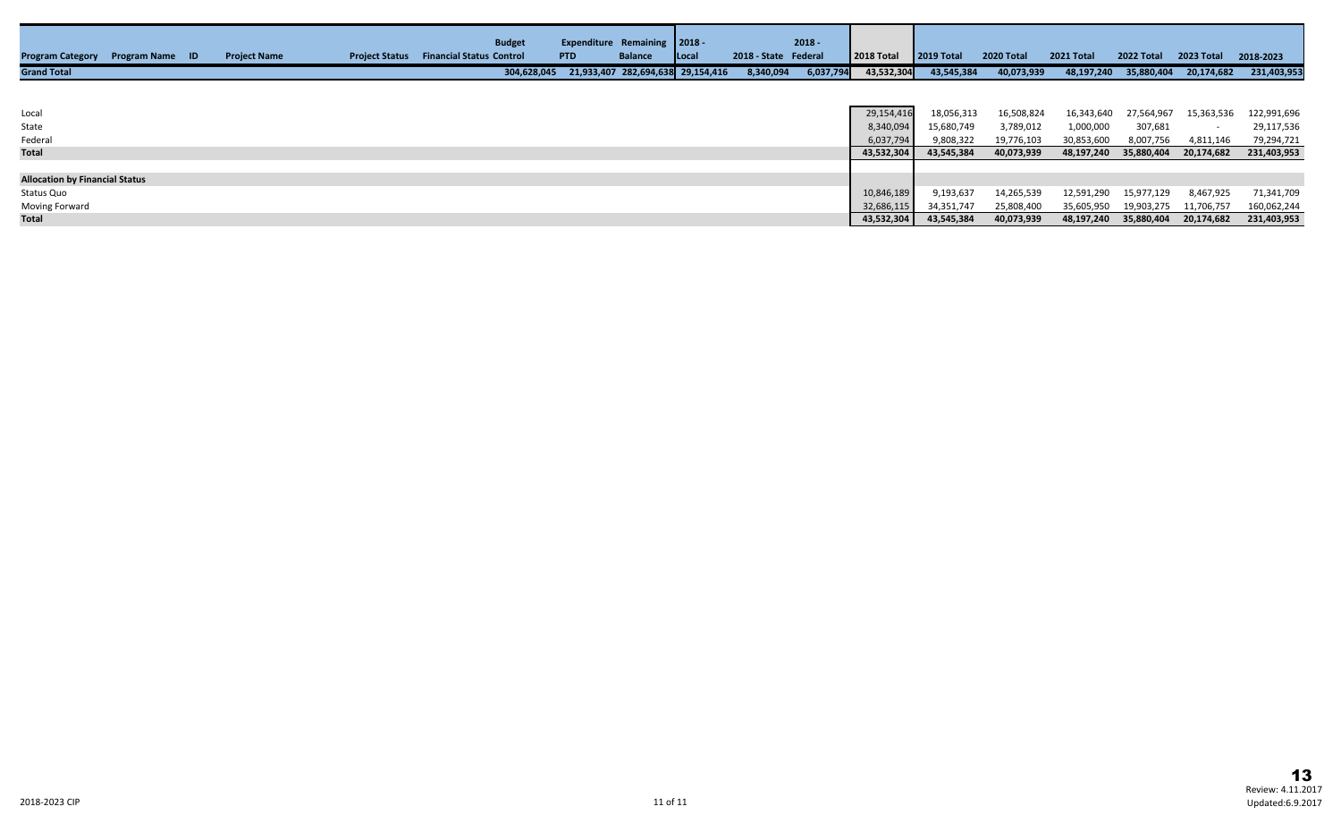| Program Category | Program Name | ID | Project Name | Project Status | Financial Status | Budget Control | Expenditure PTD | Remaining Balance | 2018 - Local | 2018 - State | 2018 - Federal | 2018 Total | 2019 Total | 2020 Total | 2021 Total | 2022 Total | 2023 Total | 2018-2023 |
|---|---|---|---|---|---|---|---|---|---|---|---|---|---|---|---|---|---|---|
| **Grand Total** | | | | | | **304,628,045** | **21,933,407** | **282,694,638** | **29,154,416** | **8,340,094** | **6,037,794** | **43,532,304** | **43,545,384** | **40,073,939** | **48,197,240** | **35,880,404** | **20,174,682** | **231,403,953** |

| | 2018 Total | 2019 Total | 2020 Total | 2021 Total | 2022 Total | 2023 Total | 2018-2023 |
|---|---|---|---|---|---|---|---|
| Local | 29,154,416 | 18,056,313 | 16,508,824 | 16,343,640 | 27,564,967 | 15,363,536 | 122,991,696 |
| State | 8,340,094 | 15,680,749 | 3,789,012 | 1,000,000 | 307,681 | - | 29,117,536 |
| Federal | 6,037,794 | 9,808,322 | 19,776,103 | 30,853,600 | 8,007,756 | 4,811,146 | 79,294,721 |
| **Total** | **43,532,304** | **43,545,384** | **40,073,939** | **48,197,240** | **35,880,404** | **20,174,682** | **231,403,953** |
| **Allocation by Financial Status** | | | | | | | |
| Status Quo | 10,846,189 | 9,193,637 | 14,265,539 | 12,591,290 | 15,977,129 | 8,467,925 | 71,341,709 |
| Moving Forward | 32,686,115 | 34,351,747 | 25,808,400 | 35,605,950 | 19,903,275 | 11,706,757 | 160,062,244 |
| **Total** | **43,532,304** | **43,545,384** | **40,073,939** | **48,197,240** | **35,880,404** | **20,174,682** | **231,403,953** |

Review: 4.11.2017
Updated:6.9.2017